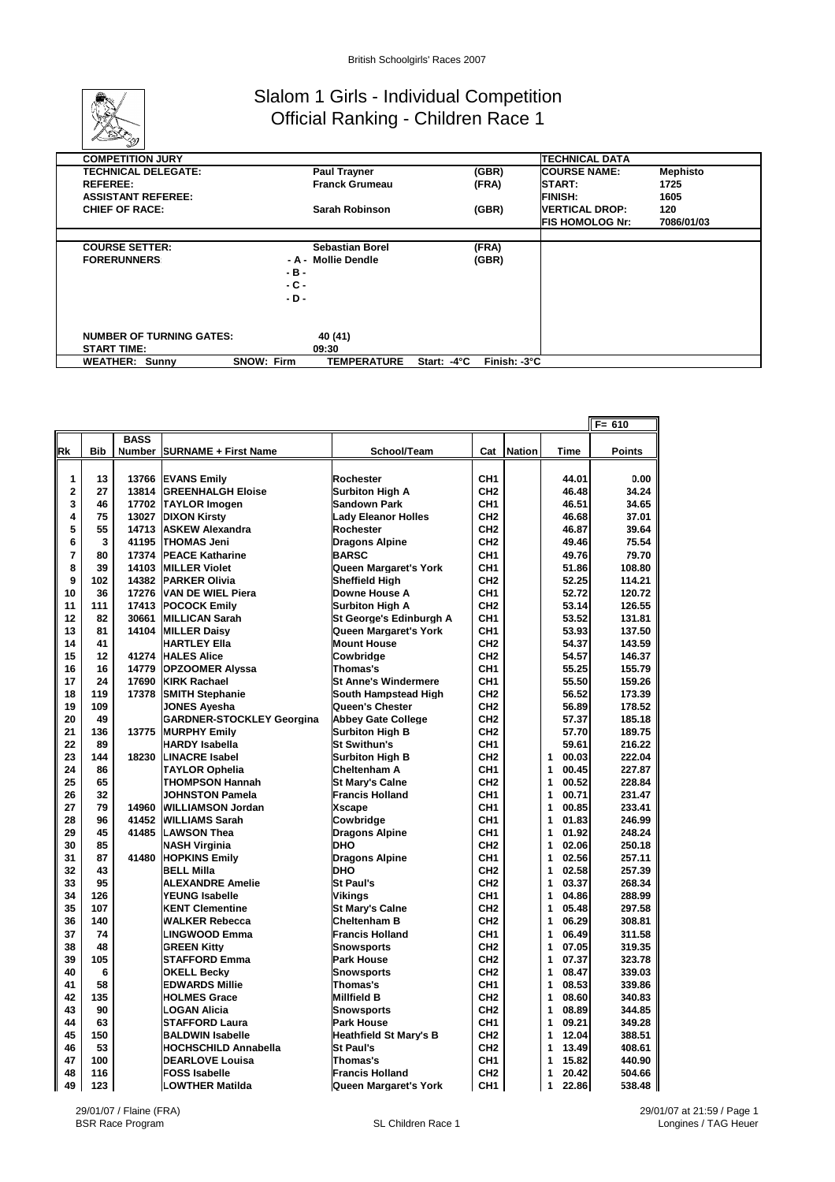# Slalom 1 Girls - Individual Competition
## Official Ranking - Children Race 1

| COMPETITION JURY | | | TECHNICAL DATA | |
|---|---|---|---|---|
| TECHNICAL DELEGATE: | Paul Trayner | (GBR) | COURSE NAME: | Mephisto |
| REFEREE: | Franck Grumeau | (FRA) | START: | 1725 |
| ASSISTANT REFEREE: | | | FINISH: | 1605 |
| CHIEF OF RACE: | Sarah Robinson | (GBR) | VERTICAL DROP: | 120 |
| | | | FIS HOMOLOG Nr: | 7086/01/03 |
| COURSE SETTER: | Sebastian Borel | (FRA) | | |
| FORERUNNERS | - A - Mollie Dendle | (GBR) | | |
| | - B - | | | |
| | - C - | | | |
| | - D - | | | |
| NUMBER OF TURNING GATES: | 40 (41) | | | |
| START TIME: | 09:30 | | | |
| WEATHER: Sunny | SNOW: Firm | TEMPERATURE Start: -4°C Finish: -3°C | | |

F= 610

| Rk | Bib | BASS Number | SURNAME + First Name | School/Team | Cat | Nation | Time | Points |
|---|---|---|---|---|---|---|---|---|
| 1 | 13 | 13766 | EVANS Emily | Rochester | CH1 | | 44.01 | 0.00 |
| 2 | 27 | 13814 | GREENHALGH Eloise | Surbiton High A | CH2 | | 46.48 | 34.24 |
| 3 | 46 | 17702 | TAYLOR Imogen | Sandown Park | CH1 | | 46.51 | 34.65 |
| 4 | 75 | 13027 | DIXON Kirsty | Lady Eleanor Holles | CH2 | | 46.68 | 37.01 |
| 5 | 55 | 14713 | ASKEW Alexandra | Rochester | CH2 | | 46.87 | 39.64 |
| 6 | 3 | 41195 | THOMAS Jeni | Dragons Alpine | CH2 | | 49.46 | 75.54 |
| 7 | 80 | 17374 | PEACE Katharine | BARSC | CH1 | | 49.76 | 79.70 |
| 8 | 39 | 14103 | MILLER Violet | Queen Margaret's York | CH1 | | 51.86 | 108.80 |
| 9 | 102 | 14382 | PARKER Olivia | Sheffield High | CH2 | | 52.25 | 114.21 |
| 10 | 36 | 17276 | VAN DE WIEL Piera | Downe House A | CH1 | | 52.72 | 120.72 |
| 11 | 111 | 17413 | POCOCK Emily | Surbiton High A | CH2 | | 53.14 | 126.55 |
| 12 | 82 | 30661 | MILLICAN Sarah | St George's Edinburgh A | CH1 | | 53.52 | 131.81 |
| 13 | 81 | 14104 | MILLER Daisy | Queen Margaret's York | CH1 | | 53.93 | 137.50 |
| 14 | 41 | | HARTLEY Ella | Mount House | CH2 | | 54.37 | 143.59 |
| 15 | 12 | 41274 | HALES Alice | Cowbridge | CH2 | | 54.57 | 146.37 |
| 16 | 16 | 14779 | OPZOOMER Alyssa | Thomas's | CH1 | | 55.25 | 155.79 |
| 17 | 24 | 17690 | KIRK Rachael | St Anne's Windermere | CH1 | | 55.50 | 159.26 |
| 18 | 119 | 17378 | SMITH Stephanie | South Hampstead High | CH2 | | 56.52 | 173.39 |
| 19 | 109 | | JONES Ayesha | Queen's Chester | CH2 | | 56.89 | 178.52 |
| 20 | 49 | | GARDNER-STOCKLEY Georgina | Abbey Gate College | CH2 | | 57.37 | 185.18 |
| 21 | 136 | 13775 | MURPHY Emily | Surbiton High B | CH2 | | 57.70 | 189.75 |
| 22 | 89 | | HARDY Isabella | St Swithun's | CH1 | | 59.61 | 216.22 |
| 23 | 144 | 18230 | LINACRE Isabel | Surbiton High B | CH2 | | 1 00.03 | 222.04 |
| 24 | 86 | | TAYLOR Ophelia | Cheltenham A | CH1 | | 1 00.45 | 227.87 |
| 25 | 65 | | THOMPSON Hannah | St Mary's Calne | CH2 | | 1 00.52 | 228.84 |
| 26 | 32 | | JOHNSTON Pamela | Francis Holland | CH1 | | 1 00.71 | 231.47 |
| 27 | 79 | 14960 | WILLIAMSON Jordan | Xscape | CH1 | | 1 00.85 | 233.41 |
| 28 | 96 | 41452 | WILLIAMS Sarah | Cowbridge | CH1 | | 1 01.83 | 246.99 |
| 29 | 45 | 41485 | LAWSON Thea | Dragons Alpine | CH1 | | 1 01.92 | 248.24 |
| 30 | 85 | | NASH Virginia | DHO | CH2 | | 1 02.06 | 250.18 |
| 31 | 87 | 41480 | HOPKINS Emily | Dragons Alpine | CH1 | | 1 02.56 | 257.11 |
| 32 | 43 | | BELL Milla | DHO | CH2 | | 1 02.58 | 257.39 |
| 33 | 95 | | ALEXANDRE Amelie | St Paul's | CH2 | | 1 03.37 | 268.34 |
| 34 | 126 | | YEUNG Isabelle | Vikings | CH1 | | 1 04.86 | 288.99 |
| 35 | 107 | | KENT Clementine | St Mary's Calne | CH2 | | 1 05.48 | 297.58 |
| 36 | 140 | | WALKER Rebecca | Cheltenham B | CH2 | | 1 06.29 | 308.81 |
| 37 | 74 | | LINGWOOD Emma | Francis Holland | CH1 | | 1 06.49 | 311.58 |
| 38 | 48 | | GREEN Kitty | Snowsports | CH2 | | 1 07.05 | 319.35 |
| 39 | 105 | | STAFFORD Emma | Park House | CH2 | | 1 07.37 | 323.78 |
| 40 | 6 | | OKELL Becky | Snowsports | CH2 | | 1 08.47 | 339.03 |
| 41 | 58 | | EDWARDS Millie | Thomas's | CH1 | | 1 08.53 | 339.86 |
| 42 | 135 | | HOLMES Grace | Millfield B | CH2 | | 1 08.60 | 340.83 |
| 43 | 90 | | LOGAN Alicia | Snowsports | CH2 | | 1 08.89 | 344.85 |
| 44 | 63 | | STAFFORD Laura | Park House | CH1 | | 1 09.21 | 349.28 |
| 45 | 150 | | BALDWIN Isabelle | Heathfield St Mary's B | CH2 | | 1 12.04 | 388.51 |
| 46 | 53 | | HOCHSCHILD Annabella | St Paul's | CH2 | | 1 13.49 | 408.61 |
| 47 | 100 | | DEARLOVE Louisa | Thomas's | CH1 | | 1 15.82 | 440.90 |
| 48 | 116 | | FOSS Isabelle | Francis Holland | CH2 | | 1 20.42 | 504.66 |
| 49 | 123 | | LOWTHER Matilda | Queen Margaret's York | CH1 | | 1 22.86 | 538.48 |

29/01/07 / Flaine (FRA)
BSR Race Program

SL Children Race 1

29/01/07 at 21:59
Longines / TAG Heuer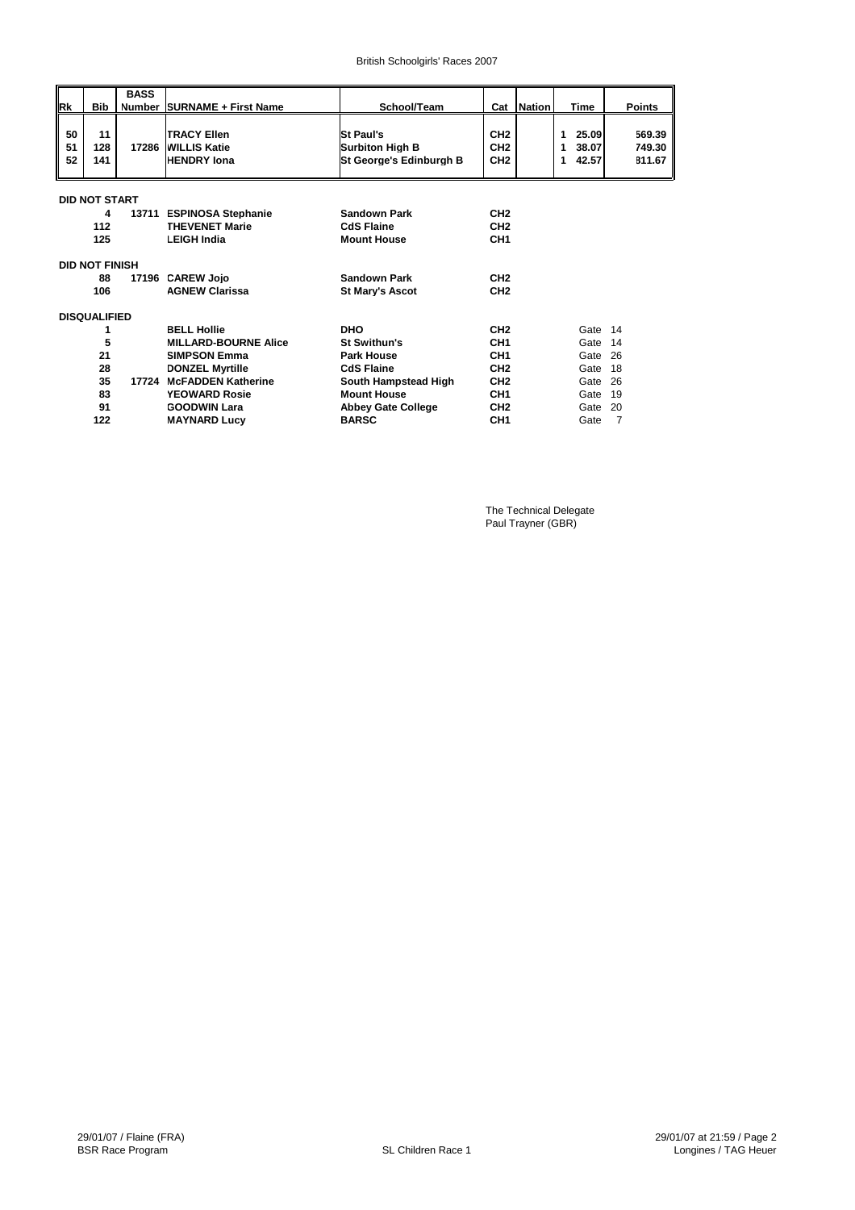British Schoolgirls' Races 2007

| Rk | Bib | BASS Number | SURNAME + First Name | School/Team | Cat | Nation | Time | Points |
|---|---|---|---|---|---|---|---|---|
| 50 | 11 | | TRACY Ellen | St Paul's | CH2 | | 1 25.09 | 569.39 |
| 51 | 128 | 17286 | WILLIS Katie | Surbiton High B | CH2 | | 1 38.07 | 749.30 |
| 52 | 141 | | HENDRY Iona | St George's Edinburgh B | CH2 | | 1 42.57 | 811.67 |

**DID NOT START**

| Bib | BASS Number | SURNAME + First Name | School/Team | Cat |
|---|---|---|---|---|
| 4 | 13711 | ESPINOSA Stephanie | Sandown Park | CH2 |
| 112 | | THEVENET Marie | CdS Flaine | CH2 |
| 125 | | LEIGH India | Mount House | CH1 |

**DID NOT FINISH**

| Bib | BASS Number | SURNAME + First Name | School/Team | Cat |
|---|---|---|---|---|
| 88 | 17196 | CAREW Jojo | Sandown Park | CH2 |
| 106 | | AGNEW Clarissa | St Mary's Ascot | CH2 |

**DISQUALIFIED**

| Bib | BASS Number | SURNAME + First Name | School/Team | Cat | Reason |
|---|---|---|---|---|---|
| 1 | | BELL Hollie | DHO | CH2 | Gate 14 |
| 5 | | MILLARD-BOURNE Alice | St Swithun's | CH1 | Gate 14 |
| 21 | | SIMPSON Emma | Park House | CH1 | Gate 26 |
| 28 | | DONZEL Myrtille | CdS Flaine | CH2 | Gate 18 |
| 35 | 17724 | McFADDEN Katherine | South Hampstead High | CH2 | Gate 26 |
| 83 | | YEOWARD Rosie | Mount House | CH1 | Gate 19 |
| 91 | | GOODWIN Lara | Abbey Gate College | CH2 | Gate 20 |
| 122 | | MAYNARD Lucy | BARSC | CH1 | Gate 7 |

The Technical Delegate
Paul Trayner (GBR)

29/01/07 / Flaine (FRA)
BSR Race Program

SL Children Race 1

29/01/07 at 21:59
Longines / TAG Heuer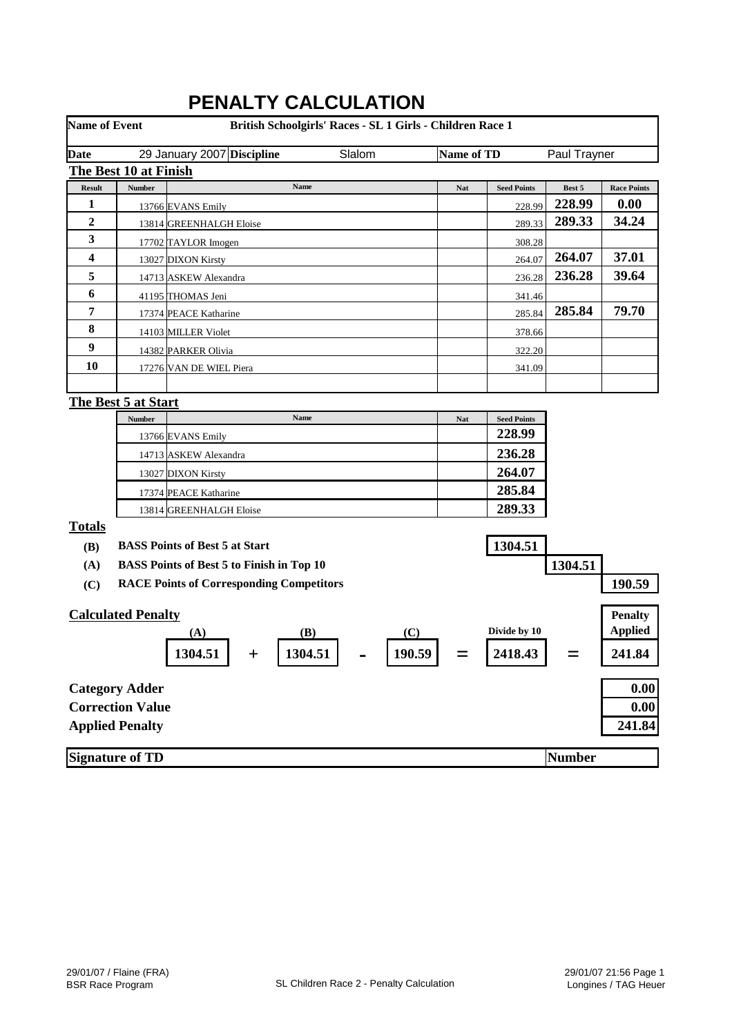# PENALTY CALCULATION

**Name of Event** **British Schoolgirls' Races - SL 1 Girls - Children Race 1**

**Date** 29 January 2007 **Discipline** Slalom **Name of TD** Paul Trayner

**The Best 10 at Finish**

| Result | Number | Name | Nat | Seed Points | Best 5 | Race Points |
|---|---|---|---|---|---|---|
| 1 | 13766 | EVANS Emily | | 228.99 | 228.99 | 0.00 |
| 2 | 13814 | GREENHALGH Eloise | | 289.33 | 289.33 | 34.24 |
| 3 | 17702 | TAYLOR Imogen | | 308.28 | | |
| 4 | 13027 | DIXON Kirsty | | 264.07 | 264.07 | 37.01 |
| 5 | 14713 | ASKEW Alexandra | | 236.28 | 236.28 | 39.64 |
| 6 | 41195 | THOMAS Jeni | | 341.46 | | |
| 7 | 17374 | PEACE Katharine | | 285.84 | 285.84 | 79.70 |
| 8 | 14103 | MILLER Violet | | 378.66 | | |
| 9 | 14382 | PARKER Olivia | | 322.20 | | |
| 10 | 17276 | VAN DE WIEL Piera | | 341.09 | | |

**The Best 5 at Start**

| Number | Name | Nat | Seed Points |
|---|---|---|---|
| 13766 | EVANS Emily | | 228.99 |
| 14713 | ASKEW Alexandra | | 236.28 |
| 13027 | DIXON Kirsty | | 264.07 |
| 17374 | PEACE Katharine | | 285.84 |
| 13814 | GREENHALGH Eloise | | 289.33 |

**Totals**

| | | |
|---|---|---|
| **(B)** | **BASS Points of Best 5 at Start** | 1304.51 |
| **(A)** | **BASS Points of Best 5 to Finish in Top 10** | 1304.51 |
| **(C)** | **RACE Points of Corresponding Competitors** | 190.59 |

**Calculated Penalty**

| (A) | | (B) | | (C) | | Divide by 10 | | Penalty Applied |
|---|---|---|---|---|---|---|---|---|
| 1304.51 | + | 1304.51 | - | 190.59 | = | 2418.43 | = | 241.84 |

| | |
|---|---|
| **Category Adder** | 0.00 |
| **Correction Value** | 0.00 |
| **Applied Penalty** | 241.84 |

**Signature of TD** **Number**

29/01/07 / Flaine (FRA)
BSR Race Program

SL Children Race 2 - Penalty Calculation

29/01/07 21:56
Longines / TAG Heuer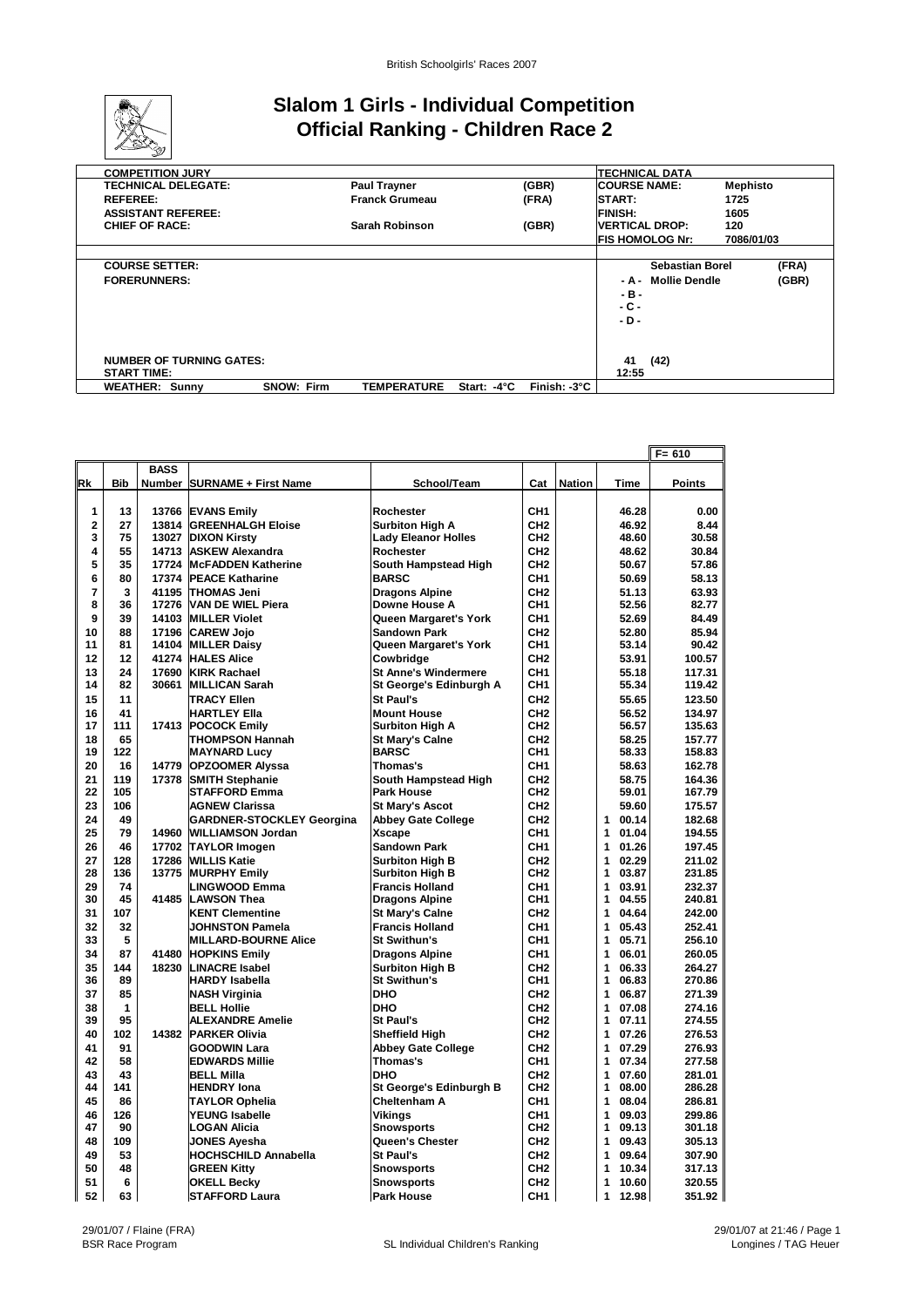# Slalom 1 Girls - Individual Competition
## Official Ranking - Children Race 2

| COMPETITION JURY | | | TECHNICAL DATA | |
|---|---|---|---|---|
| TECHNICAL DELEGATE: | Paul Trayner | (GBR) | COURSE NAME: | Mephisto |
| REFEREE: | Franck Grumeau | (FRA) | START: | 1725 |
| ASSISTANT REFEREE: | | | FINISH: | 1605 |
| CHIEF OF RACE: | Sarah Robinson | (GBR) | VERTICAL DROP: | 120 |
| | | | FIS HOMOLOG Nr: | 7086/01/03 |

COURSE SETTER: Sebastian Borel (FRA)

FORERUNNERS:
- A - Mollie Dendle (GBR)
- B -
- C -
- D -

NUMBER OF TURNING GATES: 41 (42)

START TIME: 12:55

WEATHER: Sunny — SNOW: Firm — TEMPERATURE Start: -4°C Finish: -3°C

F= 610

| Rk | Bib | BASS Number | SURNAME + First Name | School/Team | Cat | Nation | Time | Points |
|---|---|---|---|---|---|---|---|---|
| 1 | 13 | 13766 | EVANS Emily | Rochester | CH1 | | 46.28 | 0.00 |
| 2 | 27 | 13814 | GREENHALGH Eloise | Surbiton High A | CH2 | | 46.92 | 8.44 |
| 3 | 75 | 13027 | DIXON Kirsty | Lady Eleanor Holles | CH2 | | 48.60 | 30.58 |
| 4 | 55 | 14713 | ASKEW Alexandra | Rochester | CH2 | | 48.62 | 30.84 |
| 5 | 35 | 17724 | McFADDEN Katherine | South Hampstead High | CH2 | | 50.67 | 57.86 |
| 6 | 80 | 17374 | PEACE Katharine | BARSC | CH1 | | 50.69 | 58.13 |
| 7 | 3 | 41195 | THOMAS Jeni | Dragons Alpine | CH2 | | 51.13 | 63.93 |
| 8 | 36 | 17276 | VAN DE WIEL Piera | Downe House A | CH1 | | 52.56 | 82.77 |
| 9 | 39 | 14103 | MILLER Violet | Queen Margaret's York | CH2 | | 52.69 | 84.49 |
| 10 | 88 | 17196 | CAREW Jojo | Sandown Park | CH2 | | 52.80 | 85.94 |
| 11 | 81 | 14104 | MILLER Daisy | Queen Margaret's York | CH1 | | 53.14 | 90.42 |
| 12 | 12 | 41274 | HALES Alice | Cowbridge | CH2 | | 53.91 | 100.57 |
| 13 | 24 | 17690 | KIRK Rachael | St Anne's Windermere | CH1 | | 55.18 | 117.31 |
| 14 | 82 | 30661 | MILLICAN Sarah | St George's Edinburgh A | CH1 | | 55.34 | 119.42 |
| 15 | 11 | | TRACY Ellen | St Paul's | CH2 | | 55.65 | 123.50 |
| 16 | 41 | | HARTLEY Ella | Mount House | CH2 | | 56.52 | 134.97 |
| 17 | 111 | 17413 | POCOCK Emily | Surbiton High A | CH2 | | 56.57 | 135.63 |
| 18 | 65 | | THOMPSON Hannah | St Mary's Calne | CH2 | | 58.25 | 157.77 |
| 19 | 122 | | MAYNARD Lucy | BARSC | CH1 | | 58.33 | 158.83 |
| 20 | 16 | 14779 | OPZOOMER Alyssa | Thomas's | CH1 | | 58.63 | 162.78 |
| 21 | 119 | 17378 | SMITH Stephanie | South Hampstead High | CH2 | | 58.75 | 164.36 |
| 22 | 105 | | STAFFORD Emma | Park House | CH2 | | 59.01 | 167.79 |
| 23 | 106 | | AGNEW Clarissa | St Mary's Ascot | CH2 | | 59.60 | 175.57 |
| 24 | 49 | | GARDNER-STOCKLEY Georgina | Abbey Gate College | CH2 | | 1 00.14 | 182.68 |
| 25 | 79 | 14960 | WILLIAMSON Jordan | Xscape | CH1 | | 1 01.04 | 194.55 |
| 26 | 46 | 17702 | TAYLOR Imogen | Sandown Park | CH1 | | 1 01.26 | 197.45 |
| 27 | 128 | 17286 | WILLIS Katie | Surbiton High B | CH2 | | 1 02.29 | 211.02 |
| 28 | 136 | 13775 | MURPHY Emily | Surbiton High B | CH2 | | 1 03.87 | 231.85 |
| 29 | 74 | | LINGWOOD Emma | Francis Holland | CH1 | | 1 03.91 | 232.37 |
| 30 | 45 | 41485 | LAWSON Thea | Dragons Alpine | CH1 | | 1 04.55 | 240.81 |
| 31 | 107 | | KENT Clementine | St Mary's Calne | CH2 | | 1 04.64 | 242.00 |
| 32 | 32 | | JOHNSTON Pamela | Francis Holland | CH1 | | 1 05.43 | 252.41 |
| 33 | 5 | | MILLARD-BOURNE Alice | St Swithun's | CH1 | | 1 05.71 | 256.10 |
| 34 | 87 | 41480 | HOPKINS Emily | Dragons Alpine | CH1 | | 1 06.01 | 260.05 |
| 35 | 144 | 18230 | LINACRE Isabel | Surbiton High B | CH2 | | 1 06.33 | 264.27 |
| 36 | 89 | | HARDY Isabella | St Swithun's | CH1 | | 1 06.83 | 270.86 |
| 37 | 85 | | NASH Virginia | DHO | CH2 | | 1 06.87 | 271.39 |
| 38 | 1 | | BELL Hollie | DHO | CH2 | | 1 07.08 | 274.16 |
| 39 | 95 | | ALEXANDRE Amelie | St Paul's | CH2 | | 1 07.11 | 274.55 |
| 40 | 102 | 14382 | PARKER Olivia | Sheffield High | CH2 | | 1 07.26 | 276.53 |
| 41 | 91 | | GOODWIN Lara | Abbey Gate College | CH2 | | 1 07.29 | 276.93 |
| 42 | 58 | | EDWARDS Millie | Thomas's | CH1 | | 1 07.34 | 277.58 |
| 43 | 43 | | BELL Milla | DHO | CH2 | | 1 07.60 | 281.01 |
| 44 | 141 | | HENDRY Iona | St George's Edinburgh B | CH2 | | 1 08.00 | 286.28 |
| 45 | 86 | | TAYLOR Ophelia | Cheltenham A | CH1 | | 1 08.04 | 286.81 |
| 46 | 126 | | YEUNG Isabelle | Vikings | CH1 | | 1 09.03 | 299.86 |
| 47 | 90 | | LOGAN Alicia | Snowsports | CH2 | | 1 09.13 | 301.18 |
| 48 | 109 | | JONES Ayesha | Queen's Chester | CH2 | | 1 09.43 | 305.13 |
| 49 | 53 | | HOCHSCHILD Annabella | St Paul's | CH2 | | 1 09.64 | 307.90 |
| 50 | 48 | | GREEN Kitty | Snowsports | CH2 | | 1 10.34 | 317.13 |
| 51 | 6 | | OKELL Becky | Snowsports | CH2 | | 1 10.60 | 320.55 |
| 52 | 63 | | STAFFORD Laura | Park House | CH1 | | 1 12.98 | 351.92 |

29/01/07 / Flaine (FRA) — BSR Race Program — SL Individual Children's Ranking — 29/01/07 at 21:46 — Longines / TAG Heuer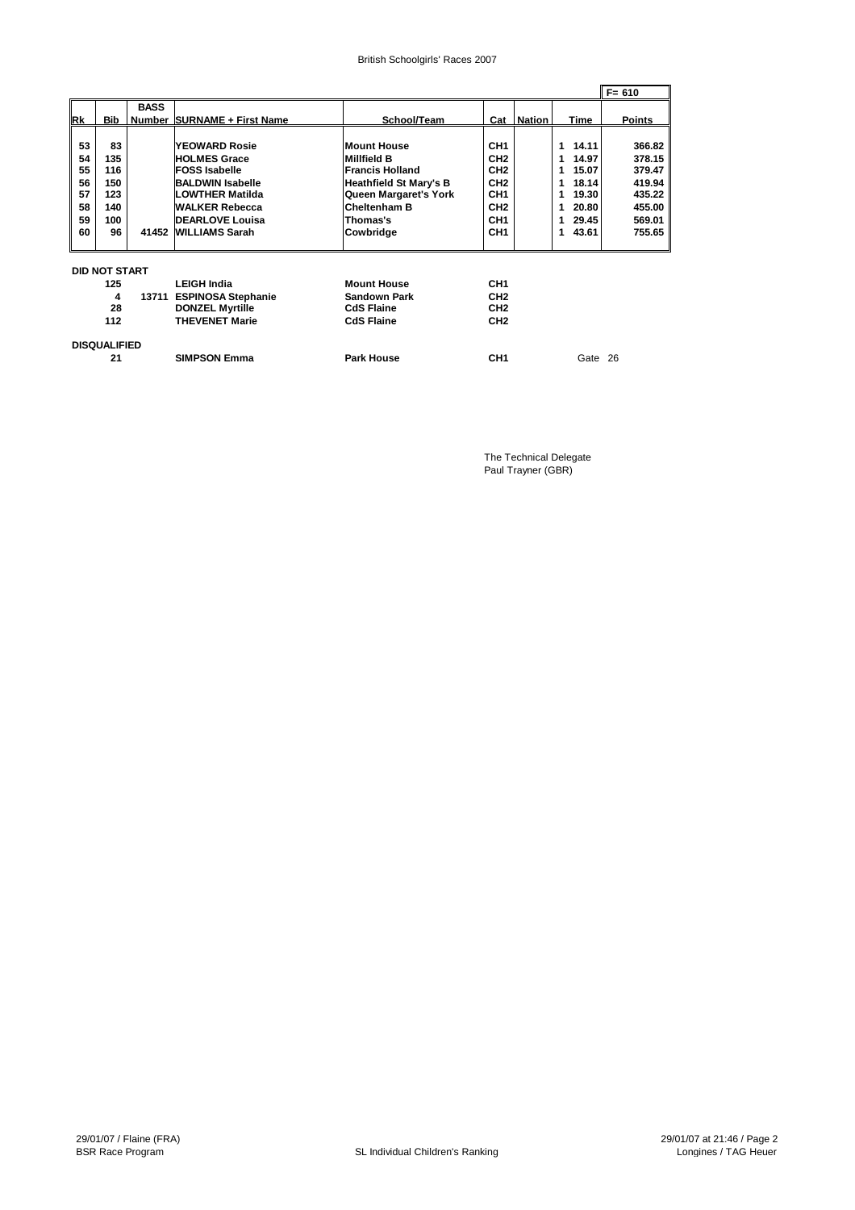British Schoolgirls' Races 2007

| Rk | Bib | BASS Number | SURNAME + First Name | School/Team | Cat | Nation | Time | Points |
|---|---|---|---|---|---|---|---|---|
| | | | | | | | | F= 610 |
| 53 | 83 | | YEOWARD Rosie | Mount House | CH1 | | 1 14.11 | 366.82 |
| 54 | 135 | | HOLMES Grace | Millfield B | CH2 | | 1 14.97 | 378.15 |
| 55 | 116 | | FOSS Isabelle | Francis Holland | CH2 | | 1 15.07 | 379.47 |
| 56 | 150 | | BALDWIN Isabelle | Heathfield St Mary's B | CH2 | | 1 18.14 | 419.94 |
| 57 | 123 | | LOWTHER Matilda | Queen Margaret's York | CH1 | | 1 19.30 | 435.22 |
| 58 | 140 | | WALKER Rebecca | Cheltenham B | CH2 | | 1 20.80 | 455.00 |
| 59 | 100 | | DEARLOVE Louisa | Thomas's | CH1 | | 1 29.45 | 569.01 |
| 60 | 96 | 41452 | WILLIAMS Sarah | Cowbridge | CH1 | | 1 43.61 | 755.65 |

**DID NOT START**

| Bib | BASS Number | SURNAME + First Name | School/Team | Cat |
|---|---|---|---|---|
| 125 | | LEIGH India | Mount House | CH1 |
| 4 | 13711 | ESPINOSA Stephanie | Sandown Park | CH2 |
| 28 | | DONZEL Myrtille | CdS Flaine | CH2 |
| 112 | | THEVENET Marie | CdS Flaine | CH2 |

**DISQUALIFIED**

| Bib | BASS Number | SURNAME + First Name | School/Team | Cat | Reason |
|---|---|---|---|---|---|
| 21 | | SIMPSON Emma | Park House | CH1 | Gate 26 |

The Technical Delegate
Paul Trayner (GBR)

29/01/07 / Flaine (FRA)
BSR Race Program

SL Individual Children's Ranking

29/01/07 at 21:46 / Page 2
Longines / TAG Heuer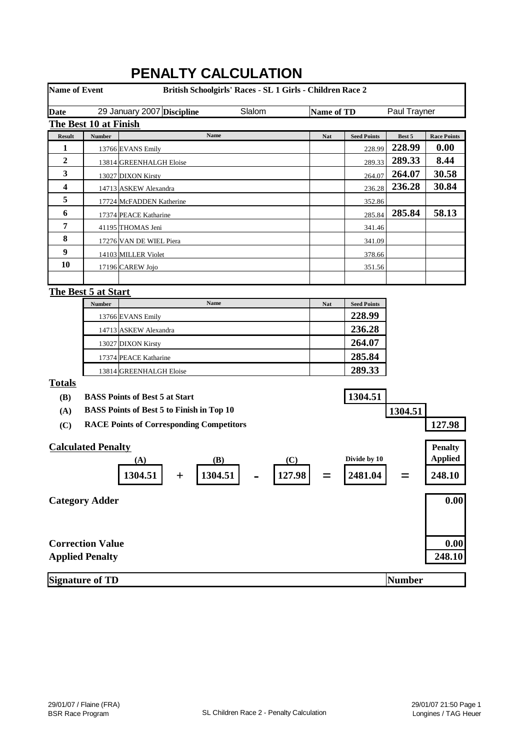# PENALTY CALCULATION

| | |
|---|---|
| **Name of Event** | **British Schoolgirls' Races - SL 1 Girls - Children Race 2** |
| **Date** | 29 January 2007 |
| **Discipline** | Slalom |
| **Name of TD** | Paul Trayner |

## The Best 10 at Finish

| Result | Number | Name | Nat | Seed Points | Best 5 | Race Points |
|---|---|---|---|---|---|---|
| 1 | 13766 | EVANS Emily | | 228.99 | 228.99 | 0.00 |
| 2 | 13814 | GREENHALGH Eloise | | 289.33 | 289.33 | 8.44 |
| 3 | 13027 | DIXON Kirsty | | 264.07 | 264.07 | 30.58 |
| 4 | 14713 | ASKEW Alexandra | | 236.28 | 236.28 | 30.84 |
| 5 | 17724 | McFADDEN Katherine | | 352.86 | | |
| 6 | 17374 | PEACE Katharine | | 285.84 | 285.84 | 58.13 |
| 7 | 41195 | THOMAS Jeni | | 341.46 | | |
| 8 | 17276 | VAN DE WIEL Piera | | 341.09 | | |
| 9 | 14103 | MILLER Violet | | 378.66 | | |
| 10 | 17196 | CAREW Jojo | | 351.56 | | |

## The Best 5 at Start

| Number | Name | Nat | Seed Points |
|---|---|---|---|
| 13766 | EVANS Emily | | 228.99 |
| 14713 | ASKEW Alexandra | | 236.28 |
| 13027 | DIXON Kirsty | | 264.07 |
| 17374 | PEACE Katharine | | 285.84 |
| 13814 | GREENHALGH Eloise | | 289.33 |

## Totals

| | | |
|---|---|---|
| **(B)** | **BASS Points of Best 5 at Start** | 1304.51 |
| **(A)** | **BASS Points of Best 5 to Finish in Top 10** | 1304.51 |
| **(C)** | **RACE Points of Corresponding Competitors** | 127.98 |

## Calculated Penalty

| (A) | | (B) | | (C) | | Divide by 10 | | Penalty Applied |
|---|---|---|---|---|---|---|---|---|
| 1304.51 | + | 1304.51 | - | 127.98 | = | 2481.04 | = | 248.10 |

**Category Adder** 0.00

**Correction Value** 0.00

**Applied Penalty** 248.10

**Signature of TD** | **Number**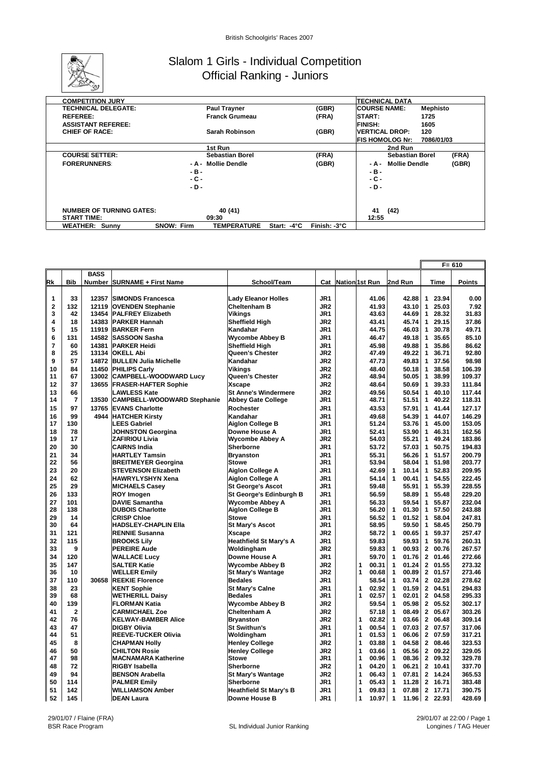# Slalom 1 Girls - Individual Competition
## Official Ranking - Juniors

| COMPETITION JURY | | | TECHNICAL DATA | |
|---|---|---|---|---|
| TECHNICAL DELEGATE: | Paul Trayner | (GBR) | COURSE NAME: | Mephisto |
| REFEREE: | Franck Grumeau | (FRA) | START: | 1725 |
| ASSISTANT REFEREE: | | | FINISH: | 1605 |
| CHIEF OF RACE: | Sarah Robinson | (GBR) | VERTICAL DROP: | 120 |
| | | | FIS HOMOLOG Nr: | 7086/01/03 |

| | 1st Run | | 2nd Run | |
|---|---|---|---|---|
| COURSE SETTER: | Sebastian Borel | (FRA) | Sebastian Borel | (FRA) |
| FORERUNNERS: | - A - Mollie Dendle | (GBR) | - A - Mollie Dendle | (GBR) |
| | - B - | | - B - | |
| | - C - | | - C - | |
| | - D - | | - D - | |
| NUMBER OF TURNING GATES: | 40 (41) | | 41 (42) | |
| START TIME: | 09:30 | | 12:55 | |
| WEATHER: Sunny | SNOW: Firm | TEMPERATURE Start: -4°C Finish: -3°C | | |

F= 610

| Rk | Bib | BASS Number | SURNAME + First Name | School/Team | Cat | Nation | 1st Run | 2nd Run | Time | Points |
|---|---|---|---|---|---|---|---|---|---|---|
| 1 | 33 | 12357 | SIMONDS Francesca | Lady Eleanor Holles | JR1 | | 41.06 | 42.88 | 1 23.94 | 0.00 |
| 2 | 132 | 12119 | OVENDEN Stephanie | Cheltenham B | JR2 | | 41.93 | 43.10 | 1 25.03 | 7.92 |
| 3 | 42 | 13454 | PALFREY Elizabeth | Vikings | JR1 | | 43.63 | 44.69 | 1 28.32 | 31.83 |
| 4 | 18 | 14383 | PARKER Hannah | Sheffield High | JR2 | | 43.41 | 45.74 | 1 29.15 | 37.86 |
| 5 | 15 | 11919 | BARKER Fern | Kandahar | JR1 | | 44.75 | 46.03 | 1 30.78 | 49.71 |
| 6 | 131 | 14582 | SASSOON Sasha | Wycombe Abbey B | JR1 | | 46.47 | 49.18 | 1 35.65 | 85.10 |
| 7 | 60 | 14381 | PARKER Heidi | Sheffield High | JR1 | | 45.98 | 49.88 | 1 35.86 | 86.62 |
| 8 | 25 | 13134 | OKELL Abi | Queen's Chester | JR2 | | 47.49 | 49.22 | 1 36.71 | 92.80 |
| 9 | 57 | 14872 | BULLEN Julia Michelle | Kandahar | JR2 | | 47.73 | 49.83 | 1 37.56 | 98.98 |
| 10 | 84 | 11450 | PHILIPS Carly | Vikings | JR2 | | 48.40 | 50.18 | 1 38.58 | 106.39 |
| 11 | 67 | 13002 | CAMPBELL-WOODWARD Lucy | Queen's Chester | JR2 | | 48.94 | 50.05 | 1 38.99 | 109.37 |
| 12 | 37 | 13655 | FRASER-HAFTER Sophie | Xscape | JR2 | | 48.64 | 50.69 | 1 39.33 | 111.84 |
| 13 | 66 | | LAWLESS Kate | St Anne's Windermere | JR2 | | 49.56 | 50.54 | 1 40.10 | 117.44 |
| 14 | 7 | 13530 | CAMPBELL-WOODWARD Stephanie | Abbey Gate College | JR1 | | 48.71 | 51.51 | 1 40.22 | 118.31 |
| 15 | 97 | 13765 | EVANS Charlotte | Rochester | JR1 | | 43.53 | 57.91 | 1 41.44 | 127.17 |
| 16 | 99 | 4944 | HATCHER Kirsty | Kandahar | JR1 | | 49.68 | 54.39 | 1 44.07 | 146.29 |
| 17 | 130 | | LEES Gabriel | Aiglon College B | JR1 | | 51.24 | 53.76 | 1 45.00 | 153.05 |
| 18 | 78 | | JOHNSTON Georgina | Downe House A | JR1 | | 52.41 | 53.90 | 1 46.31 | 162.56 |
| 19 | 17 | | ZAFIRIOU Livia | Wycombe Abbey A | JR2 | | 54.03 | 55.21 | 1 49.24 | 183.86 |
| 20 | 30 | | CAIRNS India | Sherborne | JR1 | | 53.72 | 57.03 | 1 50.75 | 194.83 |
| 21 | 34 | | HARTLEY Tamsin | Bryanston | JR1 | | 55.31 | 56.26 | 1 51.57 | 200.79 |
| 22 | 56 | | BREITMEYER Georgina | Stowe | JR1 | | 53.94 | 58.04 | 1 51.98 | 203.77 |
| 23 | 20 | | STEVENSON Elizabeth | Aiglon College A | JR1 | | 42.69 | 1 10.14 | 1 52.83 | 209.95 |
| 24 | 62 | | HAWRYLYSHYN Xena | Aiglon College A | JR1 | | 54.14 | 1 00.41 | 1 54.55 | 222.45 |
| 25 | 29 | | MICHAELS Casey | St George's Ascot | JR1 | | 59.48 | 55.91 | 1 55.39 | 228.55 |
| 26 | 133 | | ROY Imogen | St George's Edinburgh B | JR1 | | 56.59 | 58.89 | 1 55.48 | 229.20 |
| 27 | 101 | | DAVIE Samantha | Wycombe Abbey A | JR1 | | 56.33 | 59.54 | 1 55.87 | 232.04 |
| 28 | 138 | | DUBOIS Charlotte | Aiglon College B | JR1 | | 56.20 | 1 01.30 | 1 57.50 | 243.88 |
| 29 | 14 | | CRISP Chloe | Stowe | JR1 | | 56.52 | 1 01.52 | 1 58.04 | 247.81 |
| 30 | 64 | | HADSLEY-CHAPLIN Ella | St Mary's Ascot | JR1 | | 58.95 | 59.50 | 1 58.45 | 250.79 |
| 31 | 121 | | RENNIE Susanna | Xscape | JR2 | | 58.72 | 1 00.65 | 1 59.37 | 257.47 |
| 32 | 115 | | BROOKS Lily | Heathfield St Mary's A | JR1 | | 59.83 | 59.93 | 1 59.76 | 260.31 |
| 33 | 9 | | PEREIRE Aude | Woldingham | JR2 | | 59.83 | 1 00.93 | 2 00.76 | 267.57 |
| 34 | 120 | | WALLACE Lucy | Downe House A | JR1 | | 59.70 | 1 01.76 | 2 01.46 | 272.66 |
| 35 | 147 | | SALTER Katie | Wycombe Abbey B | JR2 | | 1 00.31 | 1 01.24 | 2 01.55 | 273.32 |
| 36 | 10 | | WELLER Emily | St Mary's Wantage | JR2 | | 1 00.68 | 1 00.89 | 2 01.57 | 273.46 |
| 37 | 110 | 30658 | REEKIE Florence | Bedales | JR1 | | 58.54 | 1 03.74 | 2 02.28 | 278.62 |
| 38 | 23 | | KENT Sophie | St Mary's Calne | JR1 | | 1 02.92 | 1 01.59 | 2 04.51 | 294.83 |
| 39 | 68 | | WETHERILL Daisy | Bedales | JR1 | | 1 02.57 | 1 02.01 | 2 04.58 | 295.33 |
| 40 | 139 | | FLORMAN Katia | Wycombe Abbey B | JR2 | | 59.54 | 1 05.98 | 2 05.52 | 302.17 |
| 41 | 2 | | CARMICHAEL Zoe | Cheltenham A | JR2 | | 57.18 | 1 08.49 | 2 05.67 | 303.26 |
| 42 | 76 | | KELWAY-BAMBER Alice | Bryanston | JR2 | | 1 02.82 | 1 03.66 | 2 06.48 | 309.14 |
| 43 | 47 | | DIGBY Olivia | St Swithun's | JR1 | | 1 00.54 | 1 07.03 | 2 07.57 | 317.06 |
| 44 | 51 | | REEVE-TUCKER Olivia | Woldingham | JR1 | | 1 01.53 | 1 06.06 | 2 07.59 | 317.21 |
| 45 | 8 | | CHAPMAN Holly | Henley College | JR2 | | 1 03.88 | 1 04.58 | 2 08.46 | 323.53 |
| 46 | 50 | | CHILTON Rosie | Henley College | JR2 | | 1 03.66 | 1 05.56 | 2 09.22 | 329.05 |
| 47 | 98 | | MACNAMARA Katherine | Stowe | JR1 | | 1 00.96 | 1 08.36 | 2 09.32 | 329.78 |
| 48 | 72 | | RIGBY Isabella | Sherborne | JR2 | | 1 04.20 | 1 06.21 | 2 10.41 | 337.70 |
| 49 | 94 | | BENSON Arabella | St Mary's Wantage | JR2 | | 1 06.43 | 1 07.81 | 2 14.24 | 365.53 |
| 50 | 114 | | PALMER Emily | Sherborne | JR1 | | 1 05.43 | 1 11.28 | 2 16.71 | 383.48 |
| 51 | 142 | | WILLIAMSON Amber | Heathfield St Mary's B | JR1 | | 1 09.83 | 1 07.88 | 2 17.71 | 390.75 |
| 52 | 145 | | DEAN Laura | Downe House B | JR1 | | 1 10.97 | 1 11.96 | 2 22.93 | 428.69 |

29/01/07 / Flaine (FRA) — BSR Race Program — SL Individual Junior Ranking — 29/01/07 at 22:00 — Longines / TAG Heuer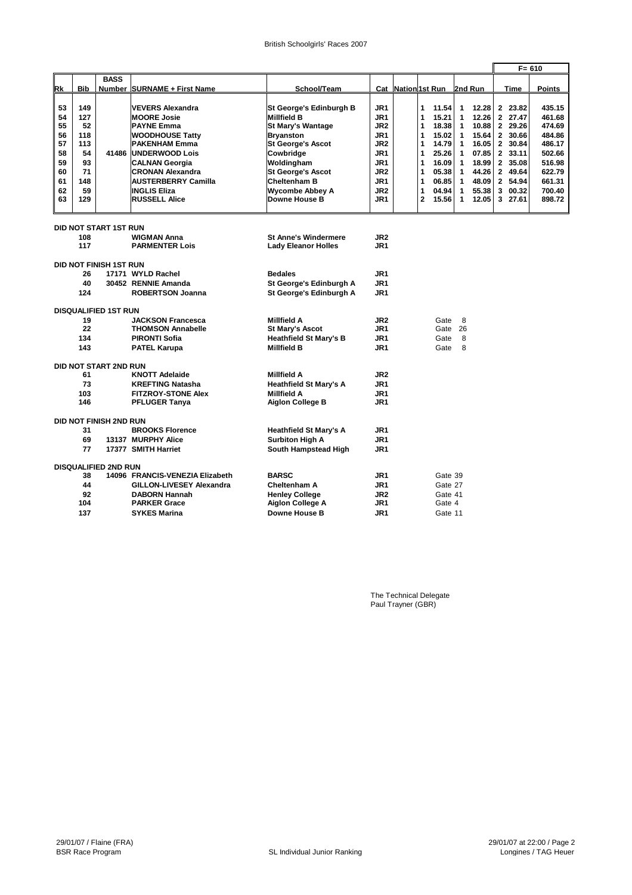British Schoolgirls' Races 2007

| Rk | Bib | BASS Number | SURNAME + First Name | School/Team | Cat | Nation | 1st Run | | 2nd Run | | Time | | Points |
|---|---|---|---|---|---|---|---|---|---|---|---|---|---|
| | | | | | | | | | | | F= 610 | | |
| 53 | 149 | | VEVERS Alexandra | St George's Edinburgh B | JR1 | | 1 | 11.54 | 1 | 12.28 | 2 | 23.82 | 435.15 |
| 54 | 127 | | MOORE Josie | Millfield B | JR1 | | 1 | 15.21 | 1 | 12.26 | 2 | 27.47 | 461.68 |
| 55 | 52 | | PAYNE Emma | St Mary's Wantage | JR2 | | 1 | 18.38 | 1 | 10.88 | 2 | 29.26 | 474.69 |
| 56 | 118 | | WOODHOUSE Tatty | Bryanston | JR1 | | 1 | 15.02 | 1 | 15.64 | 2 | 30.66 | 484.86 |
| 57 | 113 | | PAKENHAM Emma | St George's Ascot | JR2 | | 1 | 14.79 | 1 | 16.05 | 2 | 30.84 | 486.17 |
| 58 | 54 | 41486 | UNDERWOOD Lois | Cowbridge | JR1 | | 1 | 25.26 | 1 | 07.85 | 2 | 33.11 | 502.66 |
| 59 | 93 | | CALNAN Georgia | Woldingham | JR1 | | 1 | 16.09 | 1 | 18.99 | 2 | 35.08 | 516.98 |
| 60 | 71 | | CRONAN Alexandra | St George's Ascot | JR2 | | 1 | 05.38 | 1 | 44.26 | 2 | 49.64 | 622.79 |
| 61 | 148 | | AUSTERBERRY Camilla | Cheltenham B | JR1 | | 1 | 06.85 | 1 | 48.09 | 2 | 54.94 | 661.31 |
| 62 | 59 | | INGLIS Eliza | Wycombe Abbey A | JR2 | | 1 | 04.94 | 1 | 55.38 | 3 | 00.32 | 700.40 |
| 63 | 129 | | RUSSELL Alice | Downe House B | JR1 | | 2 | 15.56 | 1 | 12.05 | 3 | 27.61 | 898.72 |

**DID NOT START 1ST RUN**

| Bib | BASS Number | SURNAME + First Name | School/Team | Cat |
|---|---|---|---|---|
| 108 | | WIGMAN Anna | St Anne's Windermere | JR2 |
| 117 | | PARMENTER Lois | Lady Eleanor Holles | JR1 |

**DID NOT FINISH 1ST RUN**

| Bib | BASS Number | SURNAME + First Name | School/Team | Cat |
|---|---|---|---|---|
| 26 | 17171 | WYLD Rachel | Bedales | JR1 |
| 40 | 30452 | RENNIE Amanda | St George's Edinburgh A | JR1 |
| 124 | | ROBERTSON Joanna | St George's Edinburgh A | JR1 |

**DISQUALIFIED 1ST RUN**

| Bib | BASS Number | SURNAME + First Name | School/Team | Cat | Reason |
|---|---|---|---|---|---|
| 19 | | JACKSON Francesca | Millfield A | JR2 | Gate 8 |
| 22 | | THOMSON Annabelle | St Mary's Ascot | JR1 | Gate 26 |
| 134 | | PIRONTI Sofia | Heathfield St Mary's B | JR1 | Gate 8 |
| 143 | | PATEL Karupa | Millfield B | JR1 | Gate 8 |

**DID NOT START 2ND RUN**

| Bib | BASS Number | SURNAME + First Name | School/Team | Cat |
|---|---|---|---|---|
| 61 | | KNOTT Adelaide | Millfield A | JR2 |
| 73 | | KREFTING Natasha | Heathfield St Mary's A | JR1 |
| 103 | | FITZROY-STONE Alex | Millfield A | JR1 |
| 146 | | PFLUGER Tanya | Aiglon College B | JR1 |

**DID NOT FINISH 2ND RUN**

| Bib | BASS Number | SURNAME + First Name | School/Team | Cat |
|---|---|---|---|---|
| 31 | | BROOKS Florence | Heathfield St Mary's A | JR1 |
| 69 | 13137 | MURPHY Alice | Surbiton High A | JR1 |
| 77 | 17377 | SMITH Harriet | South Hampstead High | JR1 |

**DISQUALIFIED 2ND RUN**

| Bib | BASS Number | SURNAME + First Name | School/Team | Cat | Reason |
|---|---|---|---|---|---|
| 38 | 14096 | FRANCIS-VENEZIA Elizabeth | BARSC | JR1 | Gate 39 |
| 44 | | GILLON-LIVESEY Alexandra | Cheltenham A | JR1 | Gate 27 |
| 92 | | DABORN Hannah | Henley College | JR2 | Gate 41 |
| 104 | | PARKER Grace | Aiglon College A | JR1 | Gate 4 |
| 137 | | SYKES Marina | Downe House B | JR1 | Gate 11 |

The Technical Delegate
Paul Trayner (GBR)

29/01/07 / Flaine (FRA)
BSR Race Program

SL Individual Junior Ranking

29/01/07 at 22:00
Longines / TAG Heuer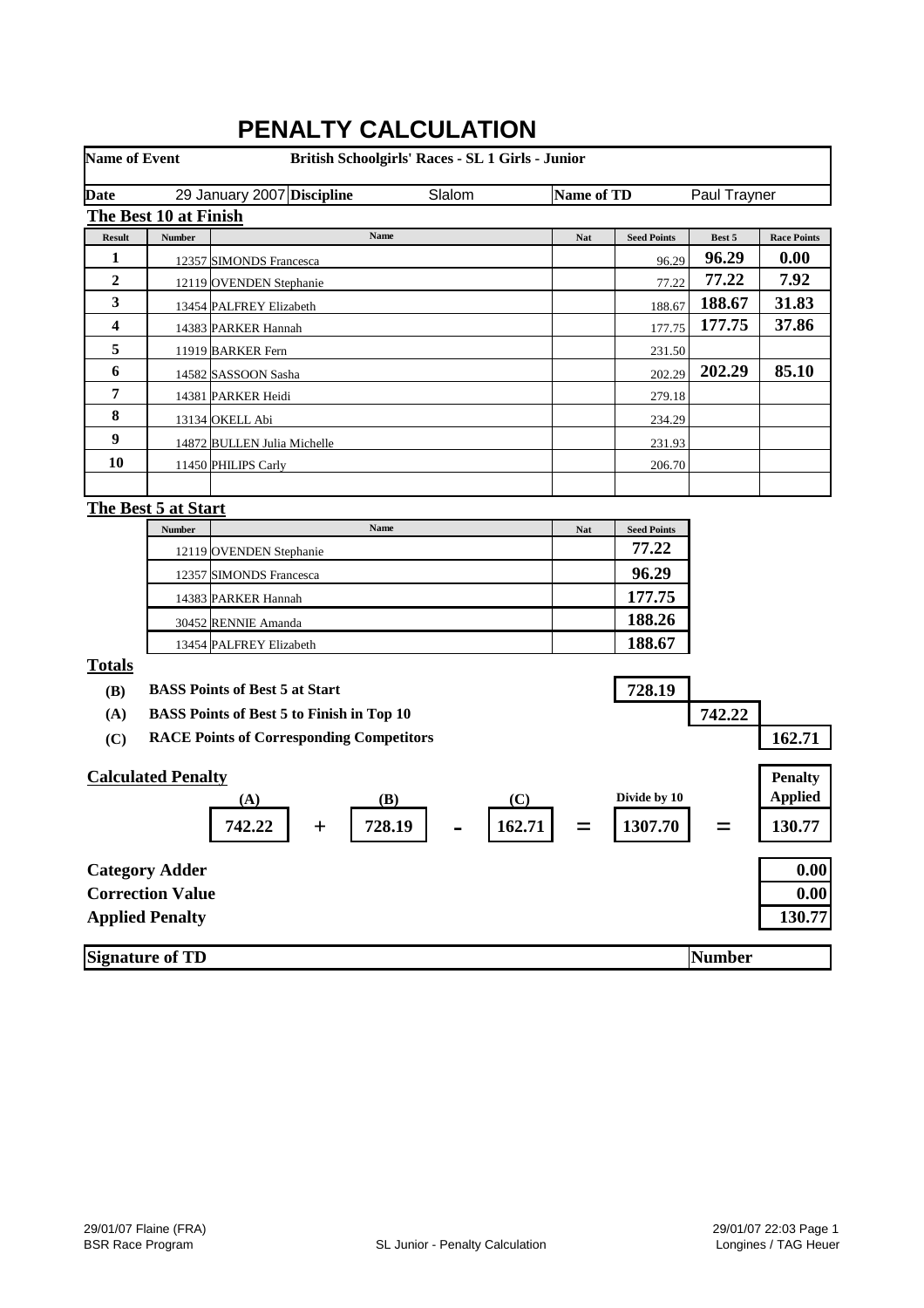# PENALTY CALCULATION

**Name of Event** **British Schoolgirls' Races - SL 1 Girls - Junior**

**Date** 29 January 2007 **Discipline** Slalom **Name of TD** Paul Trayner

## The Best 10 at Finish

| Result | Number | Name | Nat | Seed Points | Best 5 | Race Points |
|---|---|---|---|---|---|---|
| 1 | 12357 | SIMONDS Francesca | | 96.29 | 96.29 | 0.00 |
| 2 | 12119 | OVENDEN Stephanie | | 77.22 | 77.22 | 7.92 |
| 3 | 13454 | PALFREY Elizabeth | | 188.67 | 188.67 | 31.83 |
| 4 | 14383 | PARKER Hannah | | 177.75 | 177.75 | 37.86 |
| 5 | 11919 | BARKER Fern | | 231.50 | | |
| 6 | 14582 | SASSOON Sasha | | 202.29 | 202.29 | 85.10 |
| 7 | 14381 | PARKER Heidi | | 279.18 | | |
| 8 | 13134 | OKELL Abi | | 234.29 | | |
| 9 | 14872 | BULLEN Julia Michelle | | 231.93 | | |
| 10 | 11450 | PHILIPS Carly | | 206.70 | | |

## The Best 5 at Start

| Number | Name | Nat | Seed Points |
|---|---|---|---|
| 12119 | OVENDEN Stephanie | | 77.22 |
| 12357 | SIMONDS Francesca | | 96.29 |
| 14383 | PARKER Hannah | | 177.75 |
| 30452 | RENNIE Amanda | | 188.26 |
| 13454 | PALFREY Elizabeth | | 188.67 |

## Totals

| | | |
|---|---|---|
| **(B)** | **BASS Points of Best 5 at Start** | **728.19** |
| **(A)** | **BASS Points of Best 5 to Finish in Top 10** | **742.22** |
| **(C)** | **RACE Points of Corresponding Competitors** | **162.71** |

## Calculated Penalty

| (A) | | (B) | | (C) | | Divide by 10 | | Penalty Applied |
|---|---|---|---|---|---|---|---|---|
| 742.22 | + | 728.19 | - | 162.71 | = | 1307.70 | = | 130.77 |

| | |
|---|---|
| **Category Adder** | **0.00** |
| **Correction Value** | **0.00** |
| **Applied Penalty** | **130.77** |

**Signature of TD** **Number**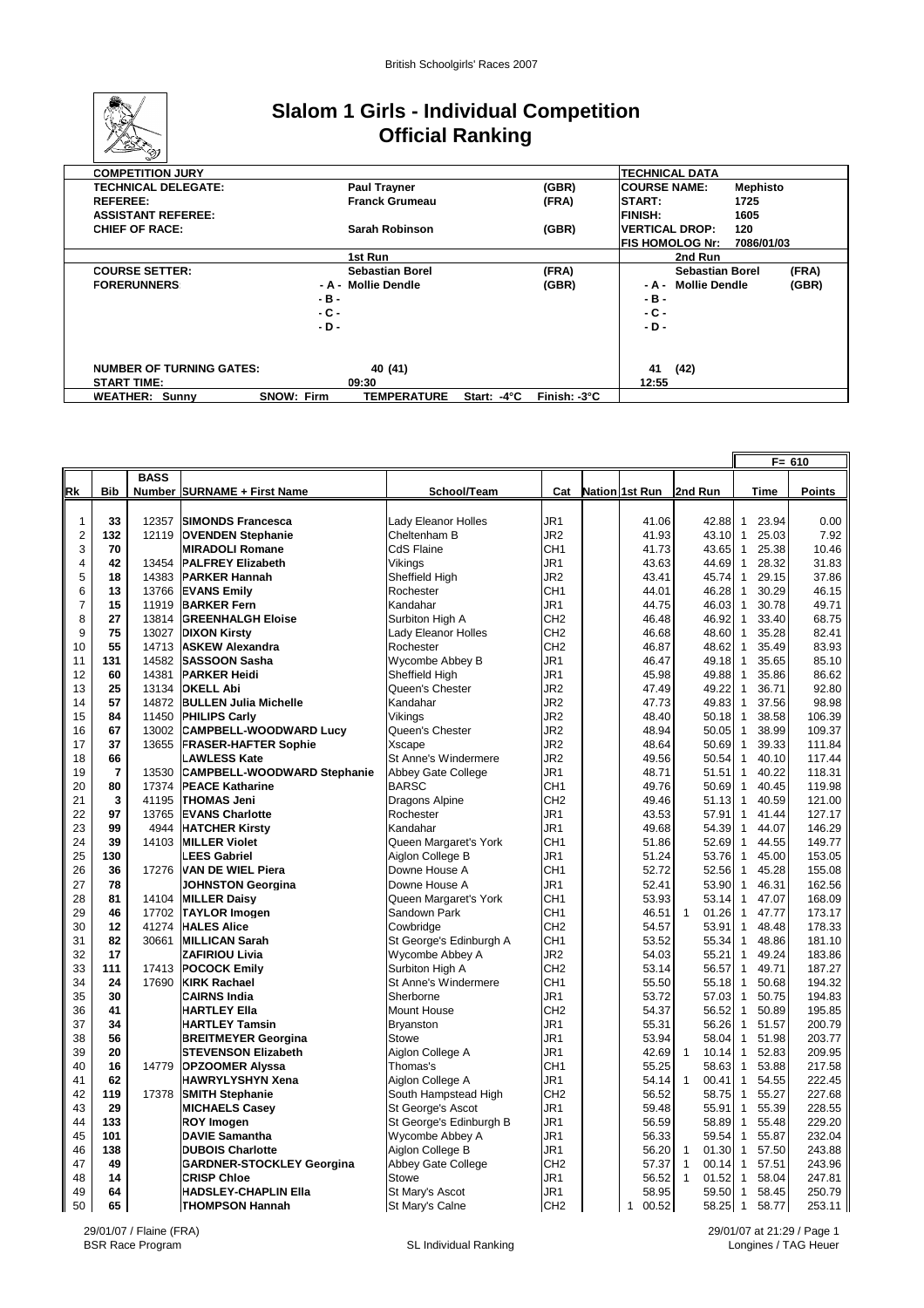# Slalom 1 Girls - Individual Competition
# Official Ranking

| COMPETITION JURY | | | TECHNICAL DATA | |
|---|---|---|---|---|
| TECHNICAL DELEGATE: | Paul Trayner | (GBR) | COURSE NAME: | Mephisto |
| REFEREE: | Franck Grumeau | (FRA) | START: | 1725 |
| ASSISTANT REFEREE: | | | FINISH: | 1605 |
| CHIEF OF RACE: | Sarah Robinson | (GBR) | VERTICAL DROP: | 120 |
| | | | FIS HOMOLOG Nr: | 7086/01/03 |

| | 1st Run | | 2nd Run | |
|---|---|---|---|---|
| COURSE SETTER: | Sebastian Borel | (FRA) | Sebastian Borel | (FRA) |
| FORERUNNERS | - A - Mollie Dendle | (GBR) | - A - Mollie Dendle | (GBR) |
| | - B - | | - B - | |
| | - C - | | - C - | |
| | - D - | | - D - | |
| NUMBER OF TURNING GATES: | 40 (41) | | 41 (42) | |
| START TIME: | 09:30 | | 12:55 | |

WEATHER: Sunny SNOW: Firm TEMPERATURE Start: -4°C Finish: -3°C

F= 610

| Rk | Bib | BASS Number | SURNAME + First Name | School/Team | Cat | Nation | 1st Run | 2nd Run | Time | Points |
|---|---|---|---|---|---|---|---|---|---|---|
| 1 | 33 | 12357 | SIMONDS Francesca | Lady Eleanor Holles | JR1 | | 41.06 | 42.88 | 1 23.94 | 0.00 |
| 2 | 132 | 12119 | OVENDEN Stephanie | Cheltenham B | JR2 | | 41.93 | 43.10 | 1 25.03 | 7.92 |
| 3 | 70 | | MIRADOLI Romane | CdS Flaine | CH1 | | 41.73 | 43.65 | 1 25.38 | 10.46 |
| 4 | 42 | 13454 | PALFREY Elizabeth | Vikings | JR1 | | 43.63 | 44.69 | 1 28.32 | 31.83 |
| 5 | 18 | 14383 | PARKER Hannah | Sheffield High | JR2 | | 43.41 | 45.74 | 1 29.15 | 37.86 |
| 6 | 13 | 13766 | EVANS Emily | Rochester | CH1 | | 44.01 | 46.28 | 1 30.29 | 46.15 |
| 7 | 15 | 11919 | BARKER Fern | Kandahar | JR1 | | 44.75 | 46.03 | 1 30.78 | 49.71 |
| 8 | 27 | 13814 | GREENHALGH Eloise | Surbiton High A | CH2 | | 46.48 | 46.92 | 1 33.40 | 68.75 |
| 9 | 75 | 13027 | DIXON Kirsty | Lady Eleanor Holles | CH2 | | 46.68 | 48.60 | 1 35.28 | 82.41 |
| 10 | 55 | 14713 | ASKEW Alexandra | Rochester | CH2 | | 46.87 | 48.62 | 1 35.49 | 83.93 |
| 11 | 131 | 14582 | SASSOON Sasha | Wycombe Abbey B | JR1 | | 46.47 | 49.18 | 1 35.65 | 85.10 |
| 12 | 60 | 14381 | PARKER Heidi | Sheffield High | JR1 | | 45.98 | 49.88 | 1 35.86 | 86.62 |
| 13 | 25 | 13134 | OKELL Abi | Queen's Chester | JR2 | | 47.49 | 49.22 | 1 36.71 | 92.80 |
| 14 | 57 | 14872 | BULLEN Julia Michelle | Kandahar | JR2 | | 47.73 | 49.83 | 1 37.56 | 98.98 |
| 15 | 84 | 11450 | PHILIPS Carly | Vikings | JR2 | | 48.40 | 50.18 | 1 38.58 | 106.39 |
| 16 | 67 | 13002 | CAMPBELL-WOODWARD Lucy | Queen's Chester | JR2 | | 48.94 | 50.05 | 1 38.99 | 109.37 |
| 17 | 37 | 13655 | FRASER-HAFTER Sophie | Xscape | JR2 | | 48.64 | 50.69 | 1 39.33 | 111.84 |
| 18 | 66 | | LAWLESS Kate | St Anne's Windermere | JR2 | | 49.56 | 50.54 | 1 40.10 | 117.44 |
| 19 | 7 | 13530 | CAMPBELL-WOODWARD Stephanie | Abbey Gate College | JR1 | | 48.71 | 51.51 | 1 40.22 | 118.31 |
| 20 | 80 | 17374 | PEACE Katharine | BARSC | CH1 | | 49.76 | 50.69 | 1 40.45 | 119.98 |
| 21 | 3 | 41195 | THOMAS Jeni | Dragons Alpine | CH2 | | 49.46 | 51.13 | 1 40.59 | 121.00 |
| 22 | 97 | 13765 | EVANS Charlotte | Rochester | JR1 | | 43.53 | 57.91 | 1 41.44 | 127.17 |
| 23 | 99 | 4944 | HATCHER Kirsty | Kandahar | JR1 | | 49.68 | 54.39 | 1 44.07 | 146.29 |
| 24 | 39 | 14103 | MILLER Violet | Queen Margaret's York | CH1 | | 51.86 | 52.69 | 1 44.55 | 149.77 |
| 25 | 130 | | LEES Gabriel | Aiglon College B | JR1 | | 51.24 | 53.76 | 1 45.00 | 153.05 |
| 26 | 36 | 17276 | VAN DE WIEL Piera | Downe House A | CH1 | | 52.72 | 52.56 | 1 45.28 | 155.08 |
| 27 | 78 | | JOHNSTON Georgina | Downe House A | JR1 | | 52.41 | 53.90 | 1 46.31 | 162.56 |
| 28 | 81 | 14104 | MILLER Daisy | Queen Margaret's York | CH1 | | 53.93 | 53.14 | 1 47.07 | 168.09 |
| 29 | 46 | 17702 | TAYLOR Imogen | Sandown Park | CH1 | | 46.51 | 1 01.26 | 1 47.77 | 173.17 |
| 30 | 12 | 41274 | HALES Alice | Cowbridge | CH2 | | 54.57 | 53.91 | 1 48.48 | 178.33 |
| 31 | 82 | 30661 | MILLICAN Sarah | St George's Edinburgh A | CH1 | | 53.52 | 55.34 | 1 48.86 | 181.10 |
| 32 | 17 | | ZAFIRIOU Livia | Wycombe Abbey A | JR2 | | 54.03 | 55.21 | 1 49.24 | 183.86 |
| 33 | 111 | 17413 | POCOCK Emily | Surbiton High A | CH2 | | 53.14 | 56.57 | 1 49.71 | 187.27 |
| 34 | 24 | 17690 | KIRK Rachael | St Anne's Windermere | CH1 | | 55.50 | 55.18 | 1 50.68 | 194.32 |
| 35 | 30 | | CAIRNS India | Sherborne | JR1 | | 53.72 | 57.03 | 1 50.75 | 194.83 |
| 36 | 41 | | HARTLEY Ella | Mount House | CH2 | | 54.37 | 56.52 | 1 50.89 | 195.85 |
| 37 | 34 | | HARTLEY Tamsin | Bryanston | JR1 | | 55.31 | 56.26 | 1 51.57 | 200.79 |
| 38 | 56 | | BREITMEYER Georgina | Stowe | JR1 | | 53.94 | 58.04 | 1 51.98 | 203.77 |
| 39 | 20 | | STEVENSON Elizabeth | Aiglon College A | JR1 | | 42.69 | 1 10.14 | 1 52.83 | 209.95 |
| 40 | 16 | 14779 | OPZOOMER Alyssa | Thomas's | CH1 | | 55.25 | 58.63 | 1 53.88 | 217.58 |
| 41 | 62 | | HAWRYLYSHYN Xena | Aiglon College A | JR1 | | 54.14 | 1 00.41 | 1 54.55 | 222.45 |
| 42 | 119 | 17378 | SMITH Stephanie | South Hampstead High | CH2 | | 56.52 | 58.75 | 1 55.27 | 227.68 |
| 43 | 29 | | MICHAELS Casey | St George's Ascot | JR1 | | 59.48 | 55.91 | 1 55.39 | 228.55 |
| 44 | 133 | | ROY Imogen | St George's Edinburgh B | JR1 | | 56.59 | 58.89 | 1 55.48 | 229.20 |
| 45 | 101 | | DAVIE Samantha | Wycombe Abbey A | JR1 | | 56.33 | 59.54 | 1 55.87 | 232.04 |
| 46 | 138 | | DUBOIS Charlotte | Aiglon College B | JR1 | | 56.20 | 1 01.30 | 1 57.50 | 243.88 |
| 47 | 49 | | GARDNER-STOCKLEY Georgina | Abbey Gate College | CH2 | | 57.37 | 1 00.14 | 1 57.51 | 243.96 |
| 48 | 14 | | CRISP Chloe | Stowe | JR1 | | 56.52 | 1 01.52 | 1 58.04 | 247.81 |
| 49 | 64 | | HADSLEY-CHAPLIN Ella | St Mary's Ascot | JR1 | | 58.95 | 59.50 | 1 58.45 | 250.79 |
| 50 | 65 | | THOMPSON Hannah | St Mary's Calne | CH2 | | 1 00.52 | 58.25 | 1 58.77 | 253.11 |

29/01/07 / Flaine (FRA) 29/01/07 at 21:29 / Page 1
BSR Race Program SL Individual Ranking Longines / TAG Heuer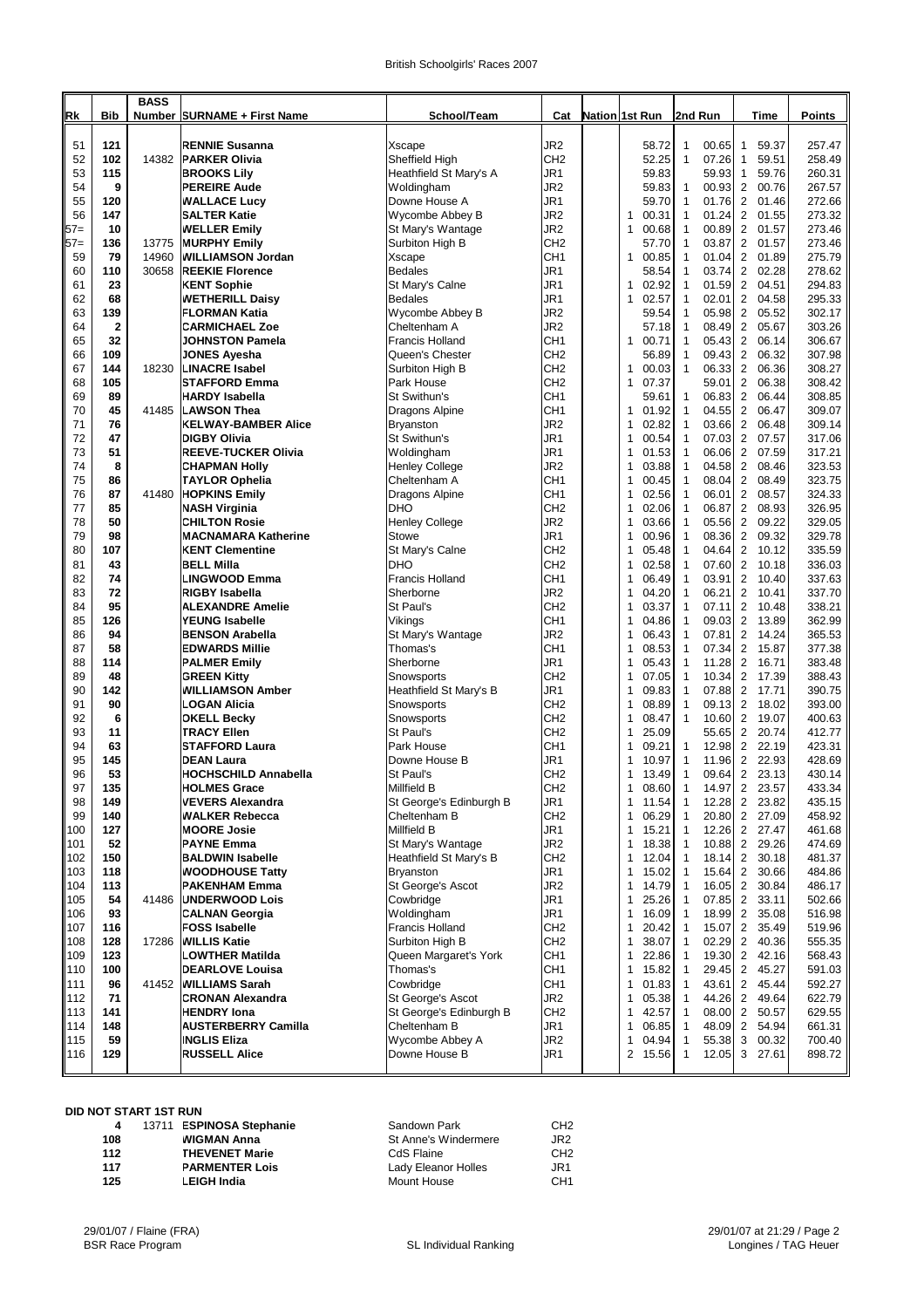# British Schoolgirls' Races 2007

| Rk | Bib | BASS Number | SURNAME + First Name | School/Team | Cat | Nation | 1st Run | 2nd Run | Time | Points |
|---|---|---|---|---|---|---|---|---|---|---|
| 51 | 121 | | RENNIE Susanna | Xscape | JR2 | | 58.72 | 1 00.65 | 1 59.37 | 257.47 |
| 52 | 102 | 14382 | PARKER Olivia | Sheffield High | CH2 | | 52.25 | 1 07.26 | 1 59.51 | 258.49 |
| 53 | 115 | | BROOKS Lily | Heathfield St Mary's A | JR1 | | 59.83 | 59.93 | 1 59.76 | 260.31 |
| 54 | 9 | | PEREIRE Aude | Woldingham | JR2 | | 59.83 | 1 00.93 | 2 00.76 | 267.57 |
| 55 | 120 | | WALLACE Lucy | Downe House A | JR1 | | 59.70 | 1 01.76 | 2 01.46 | 272.66 |
| 56 | 147 | | SALTER Katie | Wycombe Abbey B | JR2 | | 1 00.31 | 1 01.24 | 2 01.55 | 273.32 |
| 57= | 10 | | WELLER Emily | St Mary's Wantage | JR2 | | 1 00.68 | 1 00.89 | 2 01.57 | 273.46 |
| 57= | 136 | 13775 | MURPHY Emily | Surbiton High B | CH2 | | 57.70 | 1 03.87 | 2 01.57 | 273.46 |
| 59 | 79 | 14960 | WILLIAMSON Jordan | Xscape | CH1 | | 1 00.85 | 1 01.04 | 2 01.89 | 275.79 |
| 60 | 110 | 30658 | REEKIE Florence | Bedales | JR1 | | 58.54 | 1 03.74 | 2 02.28 | 278.62 |
| 61 | 23 | | KENT Sophie | St Mary's Calne | JR1 | | 1 02.92 | 1 01.59 | 2 04.51 | 294.83 |
| 62 | 68 | | WETHERILL Daisy | Bedales | JR1 | | 1 02.57 | 1 02.01 | 2 04.58 | 295.33 |
| 63 | 139 | | FLORMAN Katia | Wycombe Abbey B | JR2 | | 59.54 | 1 05.98 | 2 05.52 | 302.17 |
| 64 | 2 | | CARMICHAEL Zoe | Cheltenham A | JR2 | | 57.18 | 1 08.49 | 2 05.67 | 303.26 |
| 65 | 32 | | JOHNSTON Pamela | Francis Holland | CH1 | | 1 00.71 | 1 05.43 | 2 06.14 | 306.67 |
| 66 | 109 | | JONES Ayesha | Queen's Chester | CH2 | | 56.89 | 1 09.43 | 2 06.32 | 307.98 |
| 67 | 144 | 18230 | LINACRE Isabel | Surbiton High B | CH2 | | 1 00.03 | 1 06.33 | 2 06.36 | 308.27 |
| 68 | 105 | | STAFFORD Emma | Park House | CH2 | | 1 07.37 | 59.01 | 2 06.38 | 308.42 |
| 69 | 89 | | HARDY Isabella | St Swithun's | CH1 | | 59.61 | 1 06.83 | 2 06.44 | 308.85 |
| 70 | 45 | 41485 | LAWSON Thea | Dragons Alpine | CH1 | | 1 01.92 | 1 04.55 | 2 06.47 | 309.07 |
| 71 | 76 | | KELWAY-BAMBER Alice | Bryanston | JR2 | | 1 02.82 | 1 03.66 | 2 06.48 | 309.14 |
| 72 | 47 | | DIGBY Olivia | St Swithun's | JR1 | | 1 00.54 | 1 07.03 | 2 07.57 | 317.06 |
| 73 | 51 | | REEVE-TUCKER Olivia | Woldingham | JR1 | | 1 01.53 | 1 06.06 | 2 07.59 | 317.21 |
| 74 | 8 | | CHAPMAN Holly | Henley College | JR2 | | 1 03.88 | 1 04.58 | 2 08.46 | 323.53 |
| 75 | 86 | | TAYLOR Ophelia | Cheltenham A | CH1 | | 1 00.45 | 1 08.04 | 2 08.49 | 323.75 |
| 76 | 87 | 41480 | HOPKINS Emily | Dragons Alpine | CH1 | | 1 02.56 | 1 06.01 | 2 08.57 | 324.33 |
| 77 | 85 | | NASH Virginia | DHO | CH2 | | 1 02.06 | 1 06.87 | 2 08.93 | 326.95 |
| 78 | 50 | | CHILTON Rosie | Henley College | JR2 | | 1 03.66 | 1 05.56 | 2 09.22 | 329.05 |
| 79 | 98 | | MACNAMARA Katherine | Stowe | JR1 | | 1 00.96 | 1 08.36 | 2 09.32 | 329.78 |
| 80 | 107 | | KENT Clementine | St Mary's Calne | CH2 | | 1 05.48 | 1 04.64 | 2 10.12 | 335.59 |
| 81 | 43 | | BELL Milla | DHO | CH2 | | 1 02.58 | 1 07.60 | 2 10.18 | 336.03 |
| 82 | 74 | | LINGWOOD Emma | Francis Holland | CH1 | | 1 06.49 | 1 03.91 | 2 10.40 | 337.63 |
| 83 | 72 | | RIGBY Isabella | Sherborne | JR2 | | 1 04.20 | 1 06.21 | 2 10.41 | 337.70 |
| 84 | 95 | | ALEXANDRE Amelie | St Paul's | CH2 | | 1 03.37 | 1 07.11 | 2 10.48 | 338.21 |
| 85 | 126 | | YEUNG Isabelle | Vikings | CH1 | | 1 04.86 | 1 09.03 | 2 13.89 | 362.99 |
| 86 | 94 | | BENSON Arabella | St Mary's Wantage | JR2 | | 1 06.43 | 1 07.81 | 2 14.24 | 365.53 |
| 87 | 58 | | EDWARDS Millie | Thomas's | CH1 | | 1 08.53 | 1 07.34 | 2 15.87 | 377.38 |
| 88 | 114 | | PALMER Emily | Sherborne | JR1 | | 1 05.43 | 1 11.28 | 2 16.71 | 383.48 |
| 89 | 48 | | GREEN Kitty | Snowsports | CH2 | | 1 07.05 | 1 10.34 | 2 17.39 | 388.43 |
| 90 | 142 | | WILLIAMSON Amber | Heathfield St Mary's B | JR1 | | 1 09.83 | 1 07.88 | 2 17.71 | 390.75 |
| 91 | 90 | | LOGAN Alicia | Snowsports | CH2 | | 1 08.89 | 1 09.13 | 2 18.02 | 393.00 |
| 92 | 6 | | OKELL Becky | Snowsports | CH2 | | 1 08.47 | 1 10.60 | 2 19.07 | 400.63 |
| 93 | 11 | | TRACY Ellen | St Paul's | CH2 | | 1 25.09 | 55.65 | 2 20.74 | 412.77 |
| 94 | 63 | | STAFFORD Laura | Park House | CH1 | | 1 09.21 | 1 12.98 | 2 22.19 | 423.31 |
| 95 | 145 | | DEAN Laura | Downe House B | JR1 | | 1 10.97 | 1 11.96 | 2 22.93 | 428.69 |
| 96 | 53 | | HOCHSCHILD Annabella | St Paul's | CH2 | | 1 13.49 | 1 09.64 | 2 23.13 | 430.14 |
| 97 | 135 | | HOLMES Grace | Millfield B | CH2 | | 1 08.60 | 1 14.97 | 2 23.57 | 433.34 |
| 98 | 149 | | VEVERS Alexandra | St George's Edinburgh B | JR1 | | 1 11.54 | 1 12.28 | 2 23.82 | 435.15 |
| 99 | 140 | | WALKER Rebecca | Cheltenham B | CH2 | | 1 06.29 | 1 20.80 | 2 27.09 | 458.92 |
| 100 | 127 | | MOORE Josie | Millfield B | JR1 | | 1 15.21 | 1 12.26 | 2 27.47 | 461.68 |
| 101 | 52 | | PAYNE Emma | St Mary's Wantage | JR2 | | 1 18.38 | 1 10.88 | 2 29.26 | 474.69 |
| 102 | 150 | | BALDWIN Isabelle | Heathfield St Mary's B | CH2 | | 1 12.04 | 1 18.14 | 2 30.18 | 481.37 |
| 103 | 118 | | WOODHOUSE Tatty | Bryanston | JR1 | | 1 15.02 | 1 15.64 | 2 30.66 | 484.86 |
| 104 | 113 | | PAKENHAM Emma | St George's Ascot | JR2 | | 1 14.79 | 1 16.05 | 2 30.84 | 486.17 |
| 105 | 54 | 41486 | UNDERWOOD Lois | Cowbridge | JR1 | | 1 25.26 | 1 07.85 | 2 33.11 | 502.66 |
| 106 | 93 | | CALNAN Georgia | Woldingham | JR1 | | 1 16.09 | 1 18.99 | 2 35.08 | 516.98 |
| 107 | 116 | | FOSS Isabelle | Francis Holland | CH2 | | 1 20.42 | 1 15.07 | 2 35.49 | 519.96 |
| 108 | 128 | 17286 | WILLIS Katie | Surbiton High B | CH2 | | 1 38.07 | 1 02.29 | 2 40.36 | 555.35 |
| 109 | 123 | | LOWTHER Matilda | Queen Margaret's York | CH1 | | 1 22.86 | 1 19.30 | 2 42.16 | 568.43 |
| 110 | 100 | | DEARLOVE Louisa | Thomas's | CH1 | | 1 15.82 | 1 29.45 | 2 45.27 | 591.03 |
| 111 | 96 | 41452 | WILLIAMS Sarah | Cowbridge | CH1 | | 1 01.83 | 1 43.61 | 2 45.44 | 592.27 |
| 112 | 71 | | CRONAN Alexandra | St George's Ascot | JR2 | | 1 05.38 | 1 44.26 | 2 49.64 | 622.79 |
| 113 | 141 | | HENDRY Iona | St George's Edinburgh B | CH2 | | 1 42.57 | 1 08.00 | 2 50.57 | 629.55 |
| 114 | 148 | | AUSTERBERRY Camilla | Cheltenham B | JR1 | | 1 06.85 | 1 48.09 | 2 54.94 | 661.31 |
| 115 | 59 | | INGLIS Eliza | Wycombe Abbey A | JR2 | | 1 04.94 | 1 55.38 | 3 00.32 | 700.40 |
| 116 | 129 | | RUSSELL Alice | Downe House B | JR1 | | 2 15.56 | 1 12.05 | 3 27.61 | 898.72 |

**DID NOT START 1ST RUN**

| Bib | BASS Number | SURNAME + First Name | School/Team | Cat |
|---|---|---|---|---|
| 4 | 13711 | ESPINOSA Stephanie | Sandown Park | CH2 |
| 108 | | WIGMAN Anna | St Anne's Windermere | JR2 |
| 112 | | THEVENET Marie | CdS Flaine | CH2 |
| 117 | | PARMENTER Lois | Lady Eleanor Holles | JR1 |
| 125 | | LEIGH India | Mount House | CH1 |

29/01/07 / Flaine (FRA) — BSR Race Program — SL Individual Ranking — 29/01/07 at 21:29 — Longines / TAG Heuer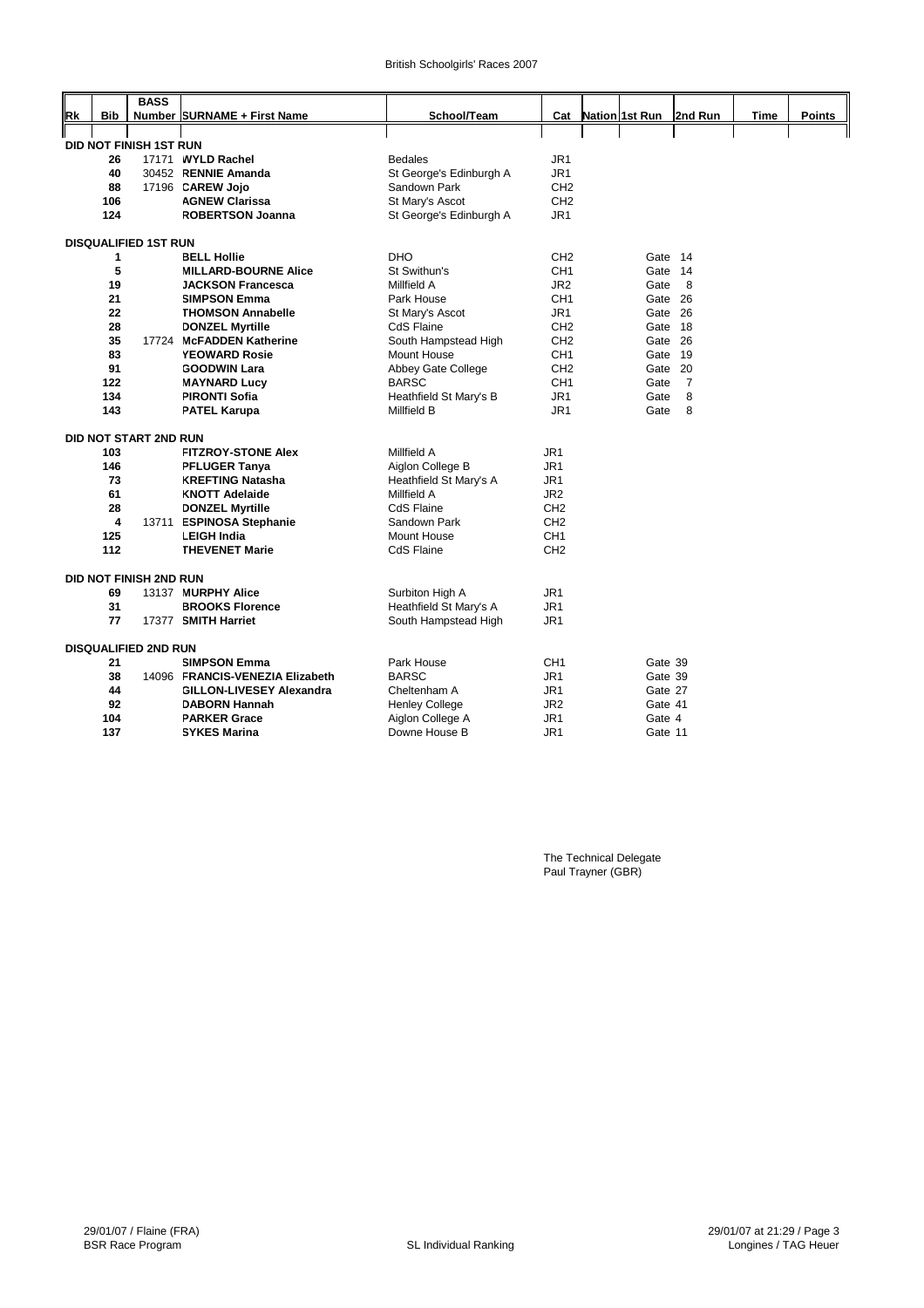British Schoolgirls' Races 2007

| Rk | Bib | BASS Number | SURNAME + First Name | School/Team | Cat | Nation | 1st Run | 2nd Run | Time | Points |
|---|---|---|---|---|---|---|---|---|---|---|
| **DID NOT FINISH 1ST RUN** | | | | | | | | | | |
| | 26 | 17171 | **WYLD Rachel** | Bedales | JR1 | | | | | |
| | 40 | 30452 | **RENNIE Amanda** | St George's Edinburgh A | JR1 | | | | | |
| | 88 | 17196 | **CAREW Jojo** | Sandown Park | CH2 | | | | | |
| | 106 | | **AGNEW Clarissa** | St Mary's Ascot | CH2 | | | | | |
| | 124 | | **ROBERTSON Joanna** | St George's Edinburgh A | JR1 | | | | | |
| **DISQUALIFIED 1ST RUN** | | | | | | | | | | |
| | 1 | | **BELL Hollie** | DHO | CH2 | | Gate 14 | | | |
| | 5 | | **MILLARD-BOURNE Alice** | St Swithun's | CH1 | | Gate 14 | | | |
| | 19 | | **JACKSON Francesca** | Millfield A | JR2 | | Gate 8 | | | |
| | 21 | | **SIMPSON Emma** | Park House | CH1 | | Gate 26 | | | |
| | 22 | | **THOMSON Annabelle** | St Mary's Ascot | JR1 | | Gate 26 | | | |
| | 28 | | **DONZEL Myrtille** | CdS Flaine | CH2 | | Gate 18 | | | |
| | 35 | 17724 | **McFADDEN Katherine** | South Hampstead High | CH2 | | Gate 26 | | | |
| | 83 | | **YEOWARD Rosie** | Mount House | CH1 | | Gate 19 | | | |
| | 91 | | **GOODWIN Lara** | Abbey Gate College | CH2 | | Gate 20 | | | |
| | 122 | | **MAYNARD Lucy** | BARSC | CH1 | | Gate 7 | | | |
| | 134 | | **PIRONTI Sofia** | Heathfield St Mary's B | JR1 | | Gate 8 | | | |
| | 143 | | **PATEL Karupa** | Millfield B | JR1 | | Gate 8 | | | |
| **DID NOT START 2ND RUN** | | | | | | | | | | |
| | 103 | | **FITZROY-STONE Alex** | Millfield A | JR1 | | | | | |
| | 146 | | **PFLUGER Tanya** | Aiglon College B | JR1 | | | | | |
| | 73 | | **KREFTING Natasha** | Heathfield St Mary's A | JR1 | | | | | |
| | 61 | | **KNOTT Adelaide** | Millfield A | JR2 | | | | | |
| | 28 | | **DONZEL Myrtille** | CdS Flaine | CH2 | | | | | |
| | 4 | 13711 | **ESPINOSA Stephanie** | Sandown Park | CH2 | | | | | |
| | 125 | | **LEIGH India** | Mount House | CH1 | | | | | |
| | 112 | | **THEVENET Marie** | CdS Flaine | CH2 | | | | | |
| **DID NOT FINISH 2ND RUN** | | | | | | | | | | |
| | 69 | 13137 | **MURPHY Alice** | Surbiton High A | JR1 | | | | | |
| | 31 | | **BROOKS Florence** | Heathfield St Mary's A | JR1 | | | | | |
| | 77 | 17377 | **SMITH Harriet** | South Hampstead High | JR1 | | | | | |
| **DISQUALIFIED 2ND RUN** | | | | | | | | | | |
| | 21 | | **SIMPSON Emma** | Park House | CH1 | | | Gate 39 | | |
| | 38 | 14096 | **FRANCIS-VENEZIA Elizabeth** | BARSC | JR1 | | | Gate 39 | | |
| | 44 | | **GILLON-LIVESEY Alexandra** | Cheltenham A | JR1 | | | Gate 27 | | |
| | 92 | | **DABORN Hannah** | Henley College | JR2 | | | Gate 41 | | |
| | 104 | | **PARKER Grace** | Aiglon College A | JR1 | | | Gate 4 | | |
| | 137 | | **SYKES Marina** | Downe House B | JR1 | | | Gate 11 | | |

The Technical Delegate
Paul Trayner (GBR)

29/01/07 / Flaine (FRA) | BSR Race Program | SL Individual Ranking | 29/01/07 at 21:29 | Longines / TAG Heuer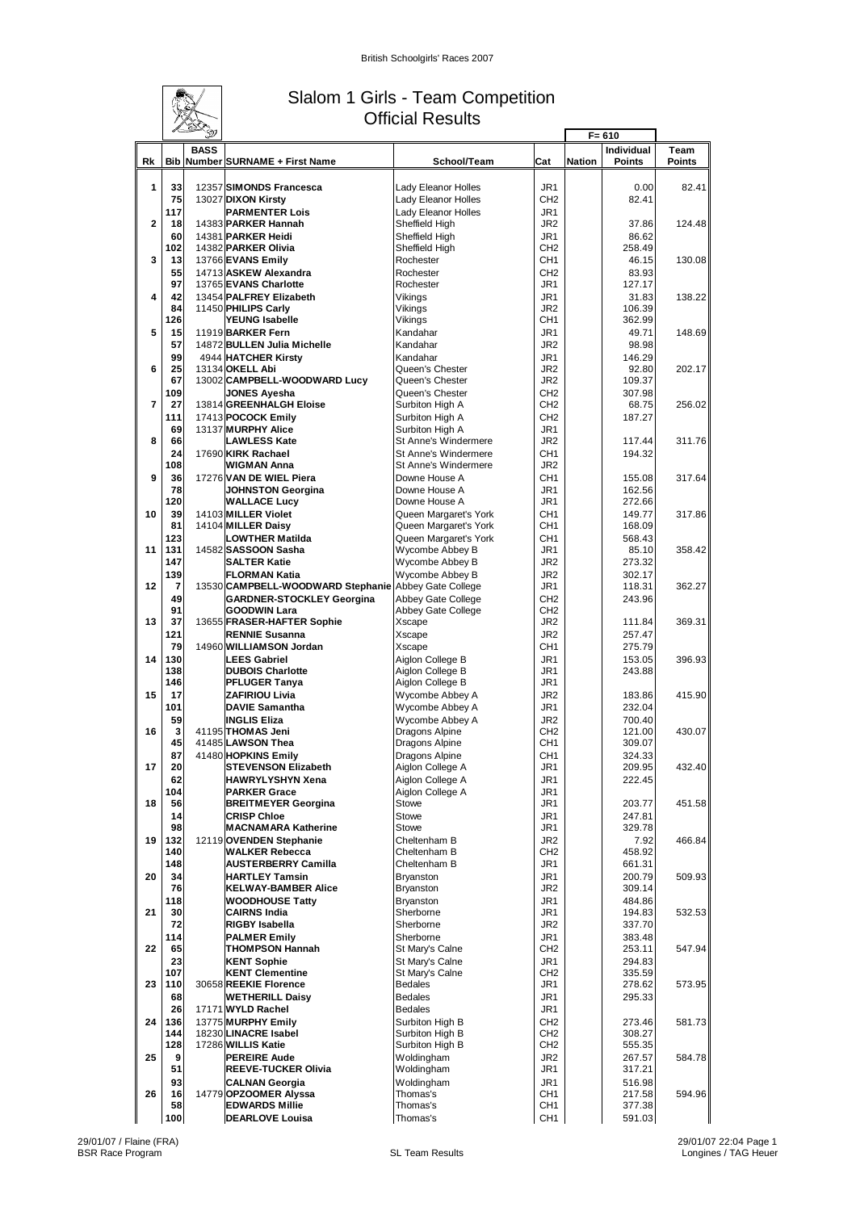British Schoolgirls' Races 2007

# Slalom 1 Girls - Team Competition
## Official Results

F= 610

| Rk | Bib | BASS Number | SURNAME + First Name | School/Team | Cat | Nation | Individual Points | Team Points |
|---|---|---|---|---|---|---|---|---|
| 1 | 33 | 12357 | **SIMONDS Francesca** | Lady Eleanor Holles | JR1 | | 0.00 | 82.41 |
| | 75 | 13027 | **DIXON Kirsty** | Lady Eleanor Holles | CH2 | | 82.41 | |
| | 117 | | **PARMENTER Lois** | Lady Eleanor Holles | JR1 | | | |
| 2 | 18 | 14383 | **PARKER Hannah** | Sheffield High | JR2 | | 37.86 | 124.48 |
| | 60 | 14381 | **PARKER Heidi** | Sheffield High | JR1 | | 86.62 | |
| | 102 | 14382 | **PARKER Olivia** | Sheffield High | CH2 | | 258.49 | |
| 3 | 13 | 13766 | **EVANS Emily** | Rochester | CH1 | | 46.15 | 130.08 |
| | 55 | 14713 | **ASKEW Alexandra** | Rochester | CH2 | | 83.93 | |
| | 97 | 13765 | **EVANS Charlotte** | Rochester | JR1 | | 127.17 | |
| 4 | 42 | 13454 | **PALFREY Elizabeth** | Vikings | JR1 | | 31.83 | 138.22 |
| | 84 | 11450 | **PHILIPS Carly** | Vikings | JR2 | | 106.39 | |
| | 126 | | **YEUNG Isabelle** | Vikings | CH1 | | 362.99 | |
| 5 | 15 | 11919 | **BARKER Fern** | Kandahar | JR1 | | 49.71 | 148.69 |
| | 57 | 14872 | **BULLEN Julia Michelle** | Kandahar | JR2 | | 98.98 | |
| | 99 | 4944 | **HATCHER Kirsty** | Kandahar | JR1 | | 146.29 | |
| 6 | 25 | 13134 | **OKELL Abi** | Queen's Chester | JR2 | | 92.80 | 202.17 |
| | 67 | 13002 | **CAMPBELL-WOODWARD Lucy** | Queen's Chester | JR2 | | 109.37 | |
| | 109 | | **JONES Ayesha** | Queen's Chester | CH2 | | 307.98 | |
| 7 | 27 | 13814 | **GREENHALGH Eloise** | Surbiton High A | CH2 | | 68.75 | 256.02 |
| | 111 | 17413 | **POCOCK Emily** | Surbiton High A | CH2 | | 187.27 | |
| | 69 | 13137 | **MURPHY Alice** | Surbiton High A | JR1 | | | |
| 8 | 66 | | **LAWLESS Kate** | St Anne's Windermere | JR2 | | 117.44 | 311.76 |
| | 24 | 17690 | **KIRK Rachael** | St Anne's Windermere | CH1 | | 194.32 | |
| | 108 | | **WIGMAN Anna** | St Anne's Windermere | JR2 | | | |
| 9 | 36 | 17276 | **VAN DE WIEL Piera** | Downe House A | CH1 | | 155.08 | 317.64 |
| | 78 | | **JOHNSTON Georgina** | Downe House A | JR1 | | 162.56 | |
| | 120 | | **WALLACE Lucy** | Downe House A | JR1 | | 272.66 | |
| 10 | 39 | 14103 | **MILLER Violet** | Queen Margaret's York | CH1 | | 149.77 | 317.86 |
| | 81 | 14104 | **MILLER Daisy** | Queen Margaret's York | CH1 | | 168.09 | |
| | 123 | | **LOWTHER Matilda** | Queen Margaret's York | CH1 | | 568.43 | |
| 11 | 131 | 14582 | **SASSOON Sasha** | Wycombe Abbey B | JR1 | | 85.10 | 358.42 |
| | 147 | | **SALTER Katie** | Wycombe Abbey B | JR2 | | 273.32 | |
| | 139 | | **FLORMAN Katia** | Wycombe Abbey B | JR2 | | 302.17 | |
| 12 | 7 | 13530 | **CAMPBELL-WOODWARD Stephanie** | Abbey Gate College | JR1 | | 118.31 | 362.27 |
| | 49 | | **GARDNER-STOCKLEY Georgina** | Abbey Gate College | CH2 | | 243.96 | |
| | 91 | | **GOODWIN Lara** | Abbey Gate College | CH2 | | | |
| 13 | 37 | 13655 | **FRASER-HAFTER Sophie** | Xscape | JR2 | | 111.84 | 369.31 |
| | 121 | | **RENNIE Susanna** | Xscape | JR2 | | 257.47 | |
| | 79 | 14960 | **WILLIAMSON Jordan** | Xscape | CH1 | | 275.79 | |
| 14 | 130 | | **LEES Gabriel** | Aiglon College B | JR1 | | 153.05 | 396.93 |
| | 138 | | **DUBOIS Charlotte** | Aiglon College B | JR1 | | 243.88 | |
| | 146 | | **PFLUGER Tanya** | Aiglon College B | JR1 | | | |
| 15 | 17 | | **ZAFIRIOU Livia** | Wycombe Abbey A | JR2 | | 183.86 | 415.90 |
| | 101 | | **DAVIE Samantha** | Wycombe Abbey A | JR1 | | 232.04 | |
| | 59 | | **INGLIS Eliza** | Wycombe Abbey A | JR2 | | 700.40 | |
| 16 | 3 | 41195 | **THOMAS Jeni** | Dragons Alpine | CH2 | | 121.00 | 430.07 |
| | 45 | 41485 | **LAWSON Thea** | Dragons Alpine | CH1 | | 309.07 | |
| | 87 | 41480 | **HOPKINS Emily** | Dragons Alpine | CH1 | | 324.33 | |
| 17 | 20 | | **STEVENSON Elizabeth** | Aiglon College A | JR1 | | 209.95 | 432.40 |
| | 62 | | **HAWRYLYSHYN Xena** | Aiglon College A | JR1 | | 222.45 | |
| | 104 | | **PARKER Grace** | Aiglon College A | JR1 | | | |
| 18 | 56 | | **BREITMEYER Georgina** | Stowe | JR1 | | 203.77 | 451.58 |
| | 14 | | **CRISP Chloe** | Stowe | JR1 | | 247.81 | |
| | 98 | | **MACNAMARA Katherine** | Stowe | JR1 | | 329.78 | |
| 19 | 132 | 12119 | **OVENDEN Stephanie** | Cheltenham B | JR2 | | 7.92 | 466.84 |
| | 140 | | **WALKER Rebecca** | Cheltenham B | CH2 | | 458.92 | |
| | 148 | | **AUSTERBERRY Camilla** | Cheltenham B | JR1 | | 661.31 | |
| 20 | 34 | | **HARTLEY Tamsin** | Bryanston | JR1 | | 200.79 | 509.93 |
| | 76 | | **KELWAY-BAMBER Alice** | Bryanston | JR2 | | 309.14 | |
| | 118 | | **WOODHOUSE Tatty** | Bryanston | JR1 | | 484.86 | |
| 21 | 30 | | **CAIRNS India** | Sherborne | JR1 | | 194.83 | 532.53 |
| | 72 | | **RIGBY Isabella** | Sherborne | JR2 | | 337.70 | |
| | 114 | | **PALMER Emily** | Sherborne | JR1 | | 383.48 | |
| 22 | 65 | | **THOMPSON Hannah** | St Mary's Calne | CH2 | | 253.11 | 547.94 |
| | 23 | | **KENT Sophie** | St Mary's Calne | JR1 | | 294.83 | |
| | 107 | | **KENT Clementine** | St Mary's Calne | CH2 | | 335.59 | |
| 23 | 110 | 30658 | **REEKIE Florence** | Bedales | JR1 | | 278.62 | 573.95 |
| | 68 | | **WETHERILL Daisy** | Bedales | JR1 | | 295.33 | |
| | 26 | 17171 | **WYLD Rachel** | Bedales | JR1 | | | |
| 24 | 136 | 13775 | **MURPHY Emily** | Surbiton High B | CH2 | | 273.46 | 581.73 |
| | 144 | 18230 | **LINACRE Isabel** | Surbiton High B | CH2 | | 308.27 | |
| | 128 | 17286 | **WILLIS Katie** | Surbiton High B | CH2 | | 555.35 | |
| 25 | 9 | | **PEREIRE Aude** | Woldingham | JR2 | | 267.57 | 584.78 |
| | 51 | | **REEVE-TUCKER Olivia** | Woldingham | JR1 | | 317.21 | |
| | 93 | | **CALNAN Georgia** | Woldingham | JR1 | | 516.98 | |
| 26 | 16 | 14779 | **OPZOOMER Alyssa** | Thomas's | CH1 | | 217.58 | 594.96 |
| | 58 | | **EDWARDS Millie** | Thomas's | CH1 | | 377.38 | |
| | 100 | | **DEARLOVE Louisa** | Thomas's | CH1 | | 591.03 | |

29/01/07 / Flaine (FRA)
BSR Race Program

SL Team Results

29/01/07 22:04
Longines / TAG Heuer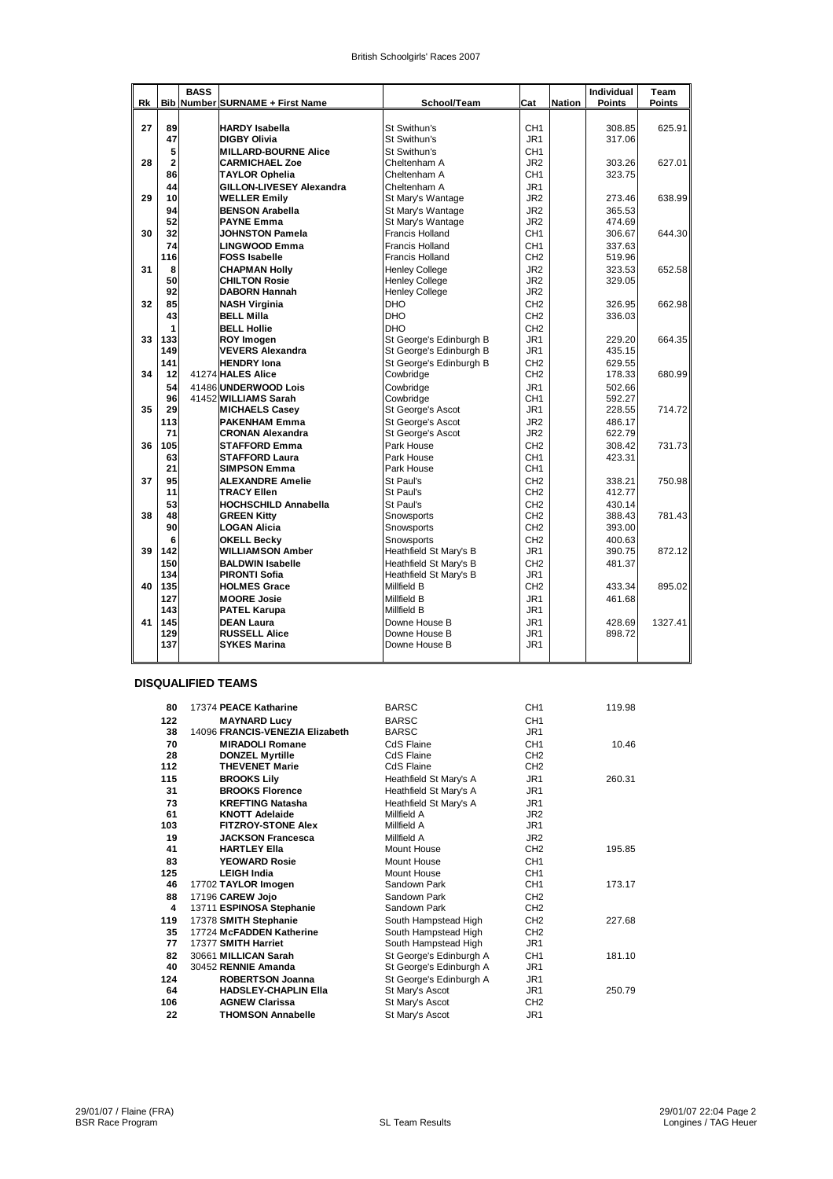| Rk | Bib | BASS Number | SURNAME + First Name | School/Team | Cat | Nation | Individual Points | Team Points |
|---|---|---|---|---|---|---|---|---|
| 27 | 89 | | HARDY Isabella | St Swithun's | CH1 | | 308.85 | 625.91 |
| | 47 | | DIGBY Olivia | St Swithun's | JR1 | | 317.06 | |
| | 5 | | MILLARD-BOURNE Alice | St Swithun's | CH1 | | | |
| 28 | 2 | | CARMICHAEL Zoe | Cheltenham A | JR2 | | 303.26 | 627.01 |
| | 86 | | TAYLOR Ophelia | Cheltenham A | CH1 | | 323.75 | |
| | 44 | | GILLON-LIVESEY Alexandra | Cheltenham A | JR1 | | | |
| 29 | 10 | | WELLER Emily | St Mary's Wantage | JR2 | | 273.46 | 638.99 |
| | 94 | | BENSON Arabella | St Mary's Wantage | JR2 | | 365.53 | |
| | 52 | | PAYNE Emma | St Mary's Wantage | JR2 | | 474.69 | |
| 30 | 32 | | JOHNSTON Pamela | Francis Holland | CH1 | | 306.67 | 644.30 |
| | 74 | | LINGWOOD Emma | Francis Holland | CH1 | | 337.63 | |
| | 116 | | FOSS Isabelle | Francis Holland | CH2 | | 519.96 | |
| 31 | 8 | | CHAPMAN Holly | Henley College | JR2 | | 323.53 | 652.58 |
| | 50 | | CHILTON Rosie | Henley College | JR2 | | 329.05 | |
| | 92 | | DABORN Hannah | Henley College | JR2 | | | |
| 32 | 85 | | NASH Virginia | DHO | CH2 | | 326.95 | 662.98 |
| | 43 | | BELL Milla | DHO | CH2 | | 336.03 | |
| | 1 | | BELL Hollie | DHO | CH2 | | | |
| 33 | 133 | | ROY Imogen | St George's Edinburgh B | JR1 | | 229.20 | 664.35 |
| | 149 | | VEVERS Alexandra | St George's Edinburgh B | JR1 | | 435.15 | |
| | 141 | | HENDRY Iona | St George's Edinburgh B | CH2 | | 629.55 | |
| 34 | 12 | 41274 | HALES Alice | Cowbridge | CH2 | | 178.33 | 680.99 |
| | 54 | 41486 | UNDERWOOD Lois | Cowbridge | JR1 | | 502.66 | |
| | 96 | 41452 | WILLIAMS Sarah | Cowbridge | CH1 | | 592.27 | |
| 35 | 29 | | MICHAELS Casey | St George's Ascot | JR1 | | 228.55 | 714.72 |
| | 113 | | PAKENHAM Emma | St George's Ascot | JR2 | | 486.17 | |
| | 71 | | CRONAN Alexandra | St George's Ascot | JR2 | | 622.79 | |
| 36 | 105 | | STAFFORD Emma | Park House | CH2 | | 308.42 | 731.73 |
| | 63 | | STAFFORD Laura | Park House | CH1 | | 423.31 | |
| | 21 | | SIMPSON Emma | Park House | CH1 | | | |
| 37 | 95 | | ALEXANDRE Amelie | St Paul's | CH2 | | 338.21 | 750.98 |
| | 11 | | TRACY Ellen | St Paul's | CH2 | | 412.77 | |
| | 53 | | HOCHSCHILD Annabella | St Paul's | CH2 | | 430.14 | |
| 38 | 48 | | GREEN Kitty | Snowsports | CH2 | | 388.43 | 781.43 |
| | 90 | | LOGAN Alicia | Snowsports | CH2 | | 393.00 | |
| | 6 | | OKELL Becky | Snowsports | CH2 | | 400.63 | |
| 39 | 142 | | WILLIAMSON Amber | Heathfield St Mary's B | JR1 | | 390.75 | 872.12 |
| | 150 | | BALDWIN Isabelle | Heathfield St Mary's B | CH2 | | 481.37 | |
| | 134 | | PIRONTI Sofia | Heathfield St Mary's B | JR1 | | | |
| 40 | 135 | | HOLMES Grace | Millfield B | CH2 | | 433.34 | 895.02 |
| | 127 | | MOORE Josie | Millfield B | JR1 | | 461.68 | |
| | 143 | | PATEL Karupa | Millfield B | JR1 | | | |
| 41 | 145 | | DEAN Laura | Downe House B | JR1 | | 428.69 | 1327.41 |
| | 129 | | RUSSELL Alice | Downe House B | JR1 | | 898.72 | |
| | 137 | | SYKES Marina | Downe House B | JR1 | | | |

## DISQUALIFIED TEAMS

| Bib | BASS Number | SURNAME + First Name | School/Team | Cat | Points |
|---|---|---|---|---|---|
| 80 | 17374 | PEACE Katharine | BARSC | CH1 | 119.98 |
| 122 | | MAYNARD Lucy | BARSC | CH1 | |
| 38 | 14096 | FRANCIS-VENEZIA Elizabeth | BARSC | JR1 | |
| 70 | | MIRADOLI Romane | CdS Flaine | CH1 | 10.46 |
| 28 | | DONZEL Myrtille | CdS Flaine | CH2 | |
| 112 | | THEVENET Marie | CdS Flaine | CH2 | |
| 115 | | BROOKS Lily | Heathfield St Mary's A | JR1 | 260.31 |
| 31 | | BROOKS Florence | Heathfield St Mary's A | JR1 | |
| 73 | | KREFTING Natasha | Heathfield St Mary's A | JR1 | |
| 61 | | KNOTT Adelaide | Millfield A | JR2 | |
| 103 | | FITZROY-STONE Alex | Millfield A | JR1 | |
| 19 | | JACKSON Francesca | Millfield A | JR2 | |
| 41 | | HARTLEY Ella | Mount House | CH2 | 195.85 |
| 83 | | YEOWARD Rosie | Mount House | CH1 | |
| 125 | | LEIGH India | Mount House | CH1 | |
| 46 | 17702 | TAYLOR Imogen | Sandown Park | CH1 | 173.17 |
| 88 | 17196 | CAREW Jojo | Sandown Park | CH2 | |
| 4 | 13711 | ESPINOSA Stephanie | Sandown Park | CH2 | |
| 119 | 17378 | SMITH Stephanie | South Hampstead High | CH2 | 227.68 |
| 35 | 17724 | McFADDEN Katherine | South Hampstead High | CH2 | |
| 77 | 17377 | SMITH Harriet | South Hampstead High | JR1 | |
| 82 | 30661 | MILLICAN Sarah | St George's Edinburgh A | CH1 | 181.10 |
| 40 | 30452 | RENNIE Amanda | St George's Edinburgh A | JR1 | |
| 124 | | ROBERTSON Joanna | St George's Edinburgh A | JR1 | |
| 64 | | HADSLEY-CHAPLIN Ella | St Mary's Ascot | JR1 | 250.79 |
| 106 | | AGNEW Clarissa | St Mary's Ascot | CH2 | |
| 22 | | THOMSON Annabelle | St Mary's Ascot | JR1 | |